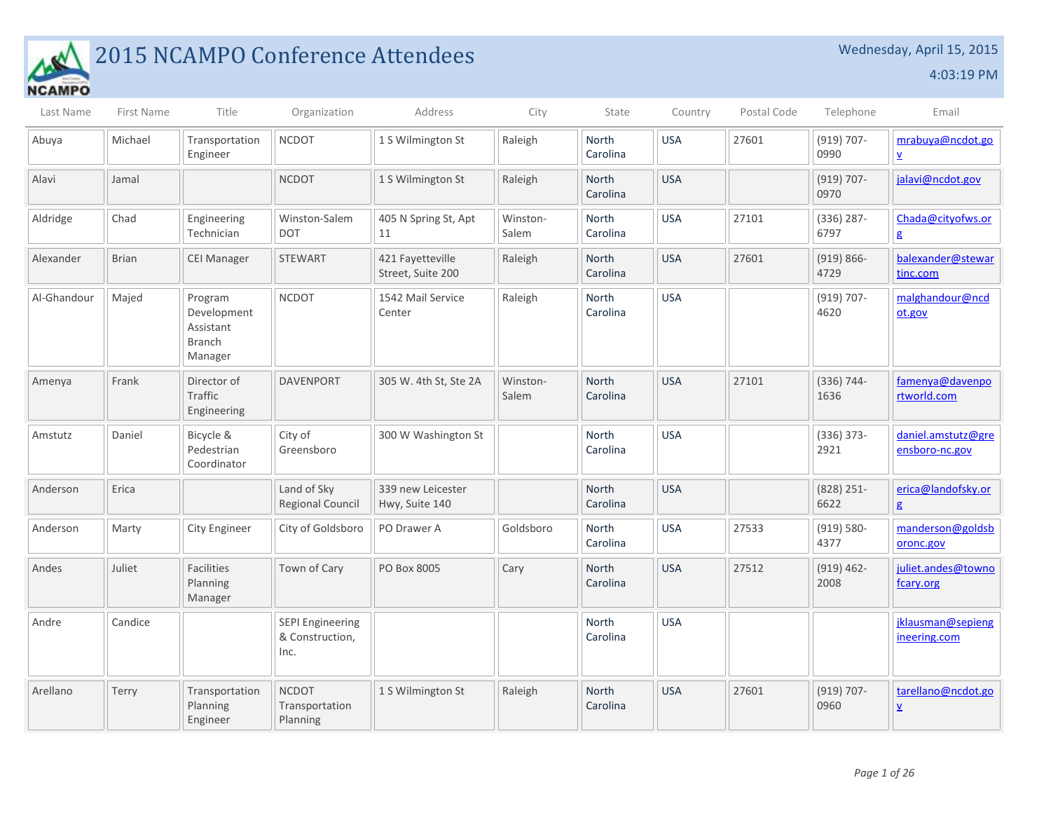# 2015 NCAMPO Conference Attendees

Wednesday, April 15, 2015

4:03:19 PM

| Last Name | First Name | Title | Organization | Address | City | State | Country | Postal Code | Telephone | Email |
|---|---|---|---|---|---|---|---|---|---|---|
| Abuya | Michael | Transportation Engineer | NCDOT | 1 S Wilmington St | Raleigh | North Carolina | USA | 27601 | (919) 707-0990 | mrabuya@ncdot.gov |
| Alavi | Jamal | | NCDOT | 1 S Wilmington St | Raleigh | North Carolina | USA | | (919) 707-0970 | jalavi@ncdot.gov |
| Aldridge | Chad | Engineering Technician | Winston-Salem DOT | 405 N Spring St, Apt 11 | Winston-Salem | North Carolina | USA | 27101 | (336) 287-6797 | Chada@cityofws.org |
| Alexander | Brian | CEI Manager | STEWART | 421 Fayetteville Street, Suite 200 | Raleigh | North Carolina | USA | 27601 | (919) 866-4729 | balexander@stewartinc.com |
| Al-Ghandour | Majed | Program Development Assistant Branch Manager | NCDOT | 1542 Mail Service Center | Raleigh | North Carolina | USA | | (919) 707-4620 | malghandour@ncdot.gov |
| Amenya | Frank | Director of Traffic Engineering | DAVENPORT | 305 W. 4th St, Ste 2A | Winston-Salem | North Carolina | USA | 27101 | (336) 744-1636 | famenya@davenportworld.com |
| Amstutz | Daniel | Bicycle & Pedestrian Coordinator | City of Greensboro | 300 W Washington St | | North Carolina | USA | | (336) 373-2921 | daniel.amstutz@greensboro-nc.gov |
| Anderson | Erica | | Land of Sky Regional Council | 339 new Leicester Hwy, Suite 140 | | North Carolina | USA | | (828) 251-6622 | erica@landofsky.org |
| Anderson | Marty | City Engineer | City of Goldsboro | PO Drawer A | Goldsboro | North Carolina | USA | 27533 | (919) 580-4377 | manderson@goldsboronc.gov |
| Andes | Juliet | Facilities Planning Manager | Town of Cary | PO Box 8005 | Cary | North Carolina | USA | 27512 | (919) 462-2008 | juliet.andes@townofcary.org |
| Andre | Candice | | SEPI Engineering & Construction, Inc. | | | North Carolina | USA | | | jklausman@sepiengineering.com |
| Arellano | Terry | Transportation Planning Engineer | NCDOT Transportation Planning | 1 S Wilmington St | Raleigh | North Carolina | USA | 27601 | (919) 707-0960 | tarellano@ncdot.gov |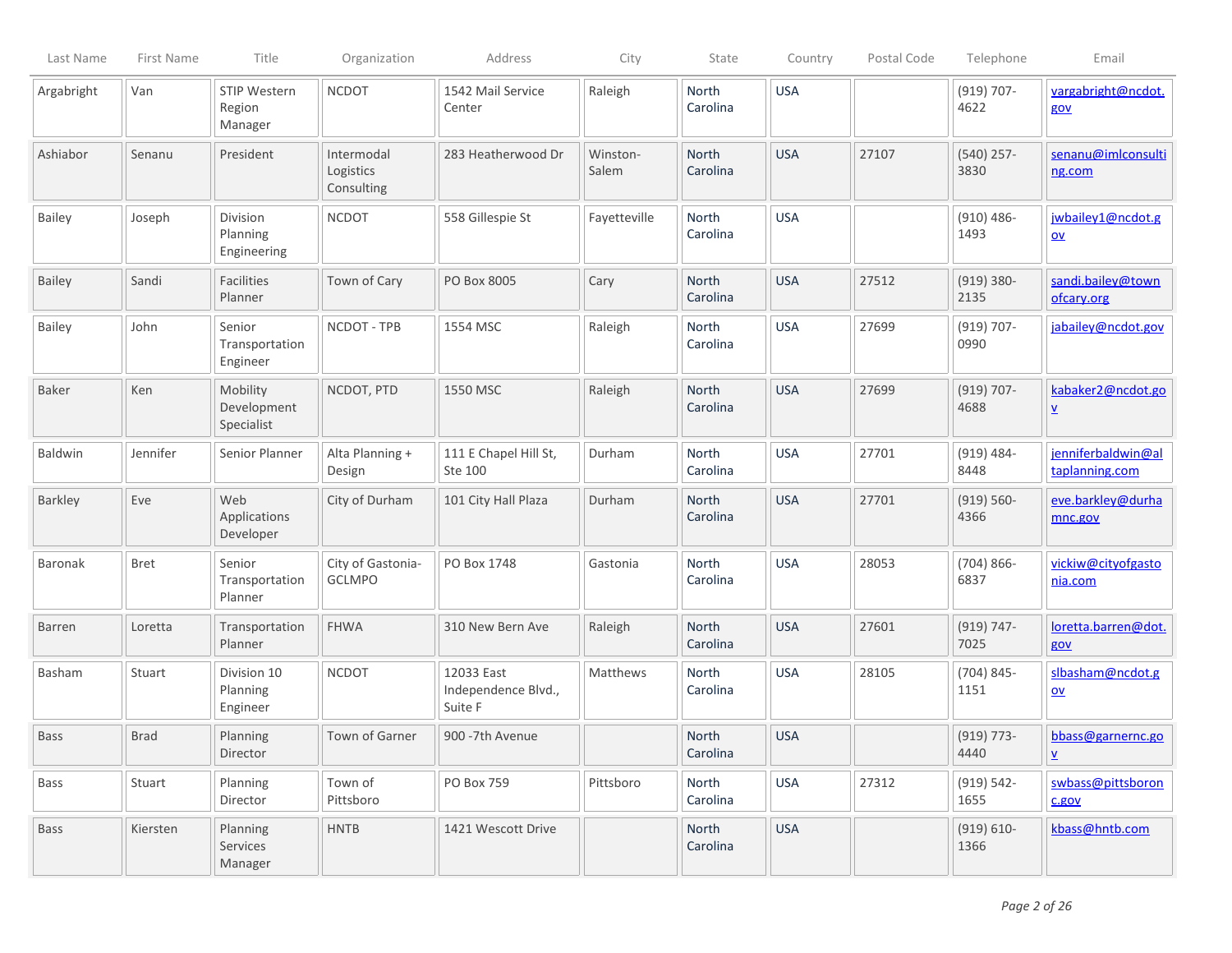| Last Name | First Name | Title | Organization | Address | City | State | Country | Postal Code | Telephone | Email |
|---|---|---|---|---|---|---|---|---|---|---|
| Argabright | Van | STIP Western Region Manager | NCDOT | 1542 Mail Service Center | Raleigh | North Carolina | USA | | (919) 707-4622 | vargabright@ncdot.gov |
| Ashiabor | Senanu | President | Intermodal Logistics Consulting | 283 Heatherwood Dr | Winston-Salem | North Carolina | USA | 27107 | (540) 257-3830 | senanu@imlconsulting.com |
| Bailey | Joseph | Division Planning Engineering | NCDOT | 558 Gillespie St | Fayetteville | North Carolina | USA | | (910) 486-1493 | jwbailey1@ncdot.gov |
| Bailey | Sandi | Facilities Planner | Town of Cary | PO Box 8005 | Cary | North Carolina | USA | 27512 | (919) 380-2135 | sandi.bailey@townofcary.org |
| Bailey | John | Senior Transportation Engineer | NCDOT - TPB | 1554 MSC | Raleigh | North Carolina | USA | 27699 | (919) 707-0990 | jabailey@ncdot.gov |
| Baker | Ken | Mobility Development Specialist | NCDOT, PTD | 1550 MSC | Raleigh | North Carolina | USA | 27699 | (919) 707-4688 | kabaker2@ncdot.gov |
| Baldwin | Jennifer | Senior Planner | Alta Planning + Design | 111 E Chapel Hill St, Ste 100 | Durham | North Carolina | USA | 27701 | (919) 484-8448 | jenniferbaldwin@altaplanning.com |
| Barkley | Eve | Web Applications Developer | City of Durham | 101 City Hall Plaza | Durham | North Carolina | USA | 27701 | (919) 560-4366 | eve.barkley@durhamnc.gov |
| Baronak | Bret | Senior Transportation Planner | City of Gastonia-GCLMPO | PO Box 1748 | Gastonia | North Carolina | USA | 28053 | (704) 866-6837 | vickiw@cityofgastonia.com |
| Barren | Loretta | Transportation Planner | FHWA | 310 New Bern Ave | Raleigh | North Carolina | USA | 27601 | (919) 747-7025 | loretta.barren@dot.gov |
| Basham | Stuart | Division 10 Planning Engineer | NCDOT | 12033 East Independence Blvd., Suite F | Matthews | North Carolina | USA | 28105 | (704) 845-1151 | slbasham@ncdot.gov |
| Bass | Brad | Planning Director | Town of Garner | 900 -7th Avenue | | North Carolina | USA | | (919) 773-4440 | bbass@garnernc.gov |
| Bass | Stuart | Planning Director | Town of Pittsboro | PO Box 759 | Pittsboro | North Carolina | USA | 27312 | (919) 542-1655 | swbass@pittsboronc.gov |
| Bass | Kiersten | Planning Services Manager | HNTB | 1421 Wescott Drive | | North Carolina | USA | | (919) 610-1366 | kbass@hntb.com |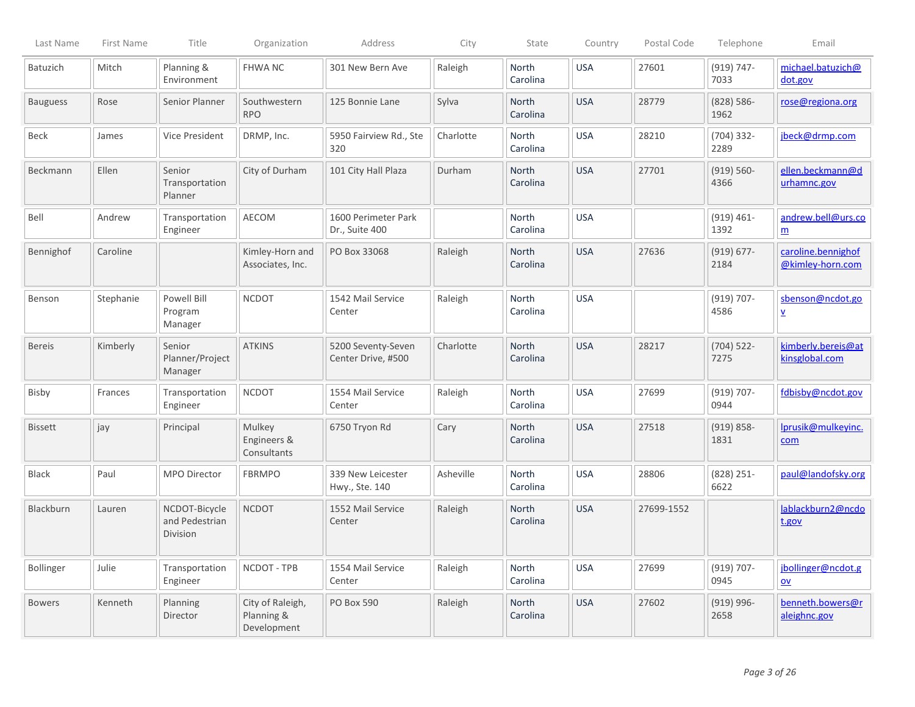| Last Name | First Name | Title | Organization | Address | City | State | Country | Postal Code | Telephone | Email |
|---|---|---|---|---|---|---|---|---|---|---|
| Batuzich | Mitch | Planning & Environment | FHWA NC | 301 New Bern Ave | Raleigh | North Carolina | USA | 27601 | (919) 747-7033 | michael.batuzich@dot.gov |
| Bauguess | Rose | Senior Planner | Southwestern RPO | 125 Bonnie Lane | Sylva | North Carolina | USA | 28779 | (828) 586-1962 | rose@regiona.org |
| Beck | James | Vice President | DRMP, Inc. | 5950 Fairview Rd., Ste 320 | Charlotte | North Carolina | USA | 28210 | (704) 332-2289 | jbeck@drmp.com |
| Beckmann | Ellen | Senior Transportation Planner | City of Durham | 101 City Hall Plaza | Durham | North Carolina | USA | 27701 | (919) 560-4366 | ellen.beckmann@durhamnc.gov |
| Bell | Andrew | Transportation Engineer | AECOM | 1600 Perimeter Park Dr., Suite 400 | | North Carolina | USA | | (919) 461-1392 | andrew.bell@urs.com |
| Bennighof | Caroline | | Kimley-Horn and Associates, Inc. | PO Box 33068 | Raleigh | North Carolina | USA | 27636 | (919) 677-2184 | caroline.bennighof@kimley-horn.com |
| Benson | Stephanie | Powell Bill Program Manager | NCDOT | 1542 Mail Service Center | Raleigh | North Carolina | USA | | (919) 707-4586 | sbenson@ncdot.gov |
| Bereis | Kimberly | Senior Planner/Project Manager | ATKINS | 5200 Seventy-Seven Center Drive, #500 | Charlotte | North Carolina | USA | 28217 | (704) 522-7275 | kimberly.bereis@atkinsglobal.com |
| Bisby | Frances | Transportation Engineer | NCDOT | 1554 Mail Service Center | Raleigh | North Carolina | USA | 27699 | (919) 707-0944 | fdbisby@ncdot.gov |
| Bissett | jay | Principal | Mulkey Engineers & Consultants | 6750 Tryon Rd | Cary | North Carolina | USA | 27518 | (919) 858-1831 | lprusik@mulkeyinc.com |
| Black | Paul | MPO Director | FBRMPO | 339 New Leicester Hwy., Ste. 140 | Asheville | North Carolina | USA | 28806 | (828) 251-6622 | paul@landofsky.org |
| Blackburn | Lauren | NCDOT-Bicycle and Pedestrian Division | NCDOT | 1552 Mail Service Center | Raleigh | North Carolina | USA | 27699-1552 | | lablackburn2@ncdot.gov |
| Bollinger | Julie | Transportation Engineer | NCDOT - TPB | 1554 Mail Service Center | Raleigh | North Carolina | USA | 27699 | (919) 707-0945 | jbollinger@ncdot.gov |
| Bowers | Kenneth | Planning Director | City of Raleigh, Planning & Development | PO Box 590 | Raleigh | North Carolina | USA | 27602 | (919) 996-2658 | benneth.bowers@raleighnc.gov |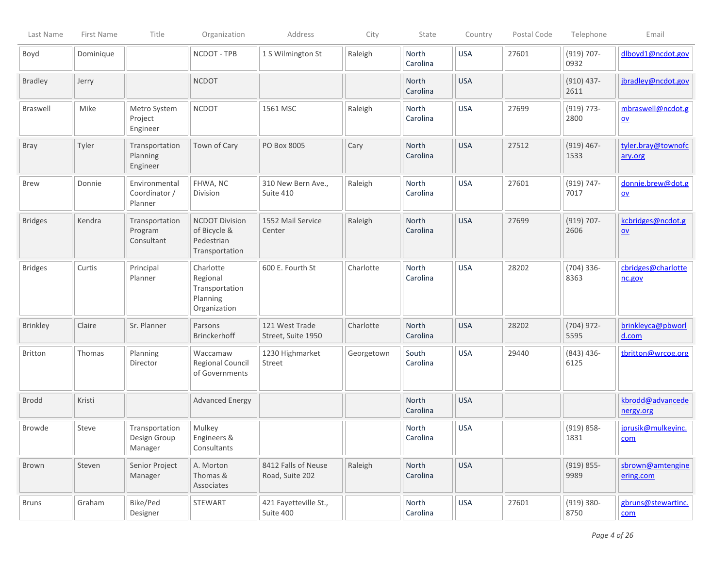| Last Name | First Name | Title | Organization | Address | City | State | Country | Postal Code | Telephone | Email |
|---|---|---|---|---|---|---|---|---|---|---|
| Boyd | Dominique | | NCDOT - TPB | 1 S Wilmington St | Raleigh | North Carolina | USA | 27601 | (919) 707-0932 | dlboyd1@ncdot.gov |
| Bradley | Jerry | | NCDOT | | | North Carolina | USA | | (910) 437-2611 | jbradley@ncdot.gov |
| Braswell | Mike | Metro System Project Engineer | NCDOT | 1561 MSC | Raleigh | North Carolina | USA | 27699 | (919) 773-2800 | mbraswell@ncdot.gov |
| Bray | Tyler | Transportation Planning Engineer | Town of Cary | PO Box 8005 | Cary | North Carolina | USA | 27512 | (919) 467-1533 | tyler.bray@townofcary.org |
| Brew | Donnie | Environmental Coordinator / Planner | FHWA, NC Division | 310 New Bern Ave., Suite 410 | Raleigh | North Carolina | USA | 27601 | (919) 747-7017 | donnie.brew@dot.gov |
| Bridges | Kendra | Transportation Program Consultant | NCDOT Division of Bicycle & Pedestrian Transportation | 1552 Mail Service Center | Raleigh | North Carolina | USA | 27699 | (919) 707-2606 | kcbridges@ncdot.gov |
| Bridges | Curtis | Principal Planner | Charlotte Regional Transportation Planning Organization | 600 E. Fourth St | Charlotte | North Carolina | USA | 28202 | (704) 336-8363 | cbridges@charlottenc.gov |
| Brinkley | Claire | Sr. Planner | Parsons Brinckerhoff | 121 West Trade Street, Suite 1950 | Charlotte | North Carolina | USA | 28202 | (704) 972-5595 | brinkleyca@pbworld.com |
| Britton | Thomas | Planning Director | Waccamaw Regional Council of Governments | 1230 Highmarket Street | Georgetown | South Carolina | USA | 29440 | (843) 436-6125 | tbritton@wrcog.org |
| Brodd | Kristi | | Advanced Energy | | | North Carolina | USA | | | kbrodd@advancedenergy.org |
| Browde | Steve | Transportation Design Group Manager | Mulkey Engineers & Consultants | | | North Carolina | USA | | (919) 858-1831 | jprusik@mulkeyinc.com |
| Brown | Steven | Senior Project Manager | A. Morton Thomas & Associates | 8412 Falls of Neuse Road, Suite 202 | Raleigh | North Carolina | USA | | (919) 855-9989 | sbrown@amtengineering.com |
| Bruns | Graham | Bike/Ped Designer | STEWART | 421 Fayetteville St., Suite 400 | | North Carolina | USA | 27601 | (919) 380-8750 | gbruns@stewartinc.com |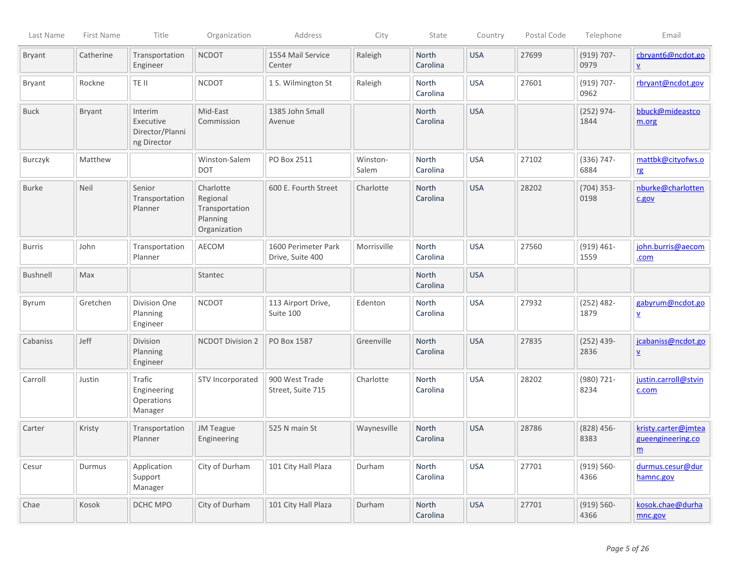| Last Name | First Name | Title | Organization | Address | City | State | Country | Postal Code | Telephone | Email |
|---|---|---|---|---|---|---|---|---|---|---|
| Bryant | Catherine | Transportation Engineer | NCDOT | 1554 Mail Service Center | Raleigh | North Carolina | USA | 27699 | (919) 707-0979 | cbryant6@ncdot.gov |
| Bryant | Rockne | TE II | NCDOT | 1 S. Wilmington St | Raleigh | North Carolina | USA | 27601 | (919) 707-0962 | rbryant@ncdot.gov |
| Buck | Bryant | Interim Executive Director/Planning Director | Mid-East Commission | 1385 John Small Avenue | | North Carolina | USA | | (252) 974-1844 | bbuck@mideastcom.org |
| Burczyk | Matthew | | Winston-Salem DOT | PO Box 2511 | Winston-Salem | North Carolina | USA | 27102 | (336) 747-6884 | mattbk@cityofws.org |
| Burke | Neil | Senior Transportation Planner | Charlotte Regional Transportation Planning Organization | 600 E. Fourth Street | Charlotte | North Carolina | USA | 28202 | (704) 353-0198 | nburke@charlottenc.gov |
| Burris | John | Transportation Planner | AECOM | 1600 Perimeter Park Drive, Suite 400 | Morrisville | North Carolina | USA | 27560 | (919) 461-1559 | john.burris@aecom.com |
| Bushnell | Max | | Stantec | | | North Carolina | USA | | | |
| Byrum | Gretchen | Division One Planning Engineer | NCDOT | 113 Airport Drive, Suite 100 | Edenton | North Carolina | USA | 27932 | (252) 482-1879 | gabyrum@ncdot.gov |
| Cabaniss | Jeff | Division Planning Engineer | NCDOT Division 2 | PO Box 1587 | Greenville | North Carolina | USA | 27835 | (252) 439-2836 | jcabaniss@ncdot.gov |
| Carroll | Justin | Trafic Engineering Operations Manager | STV Incorporated | 900 West Trade Street, Suite 715 | Charlotte | North Carolina | USA | 28202 | (980) 721-8234 | justin.carroll@stvinc.com |
| Carter | Kristy | Transportation Planner | JM Teague Engineering | 525 N main St | Waynesville | North Carolina | USA | 28786 | (828) 456-8383 | kristy.carter@jmteagueengineering.com |
| Cesur | Durmus | Application Support Manager | City of Durham | 101 City Hall Plaza | Durham | North Carolina | USA | 27701 | (919) 560-4366 | durmus.cesur@durhamnc.gov |
| Chae | Kosok | DCHC MPO | City of Durham | 101 City Hall Plaza | Durham | North Carolina | USA | 27701 | (919) 560-4366 | kosok.chae@durhamnc.gov |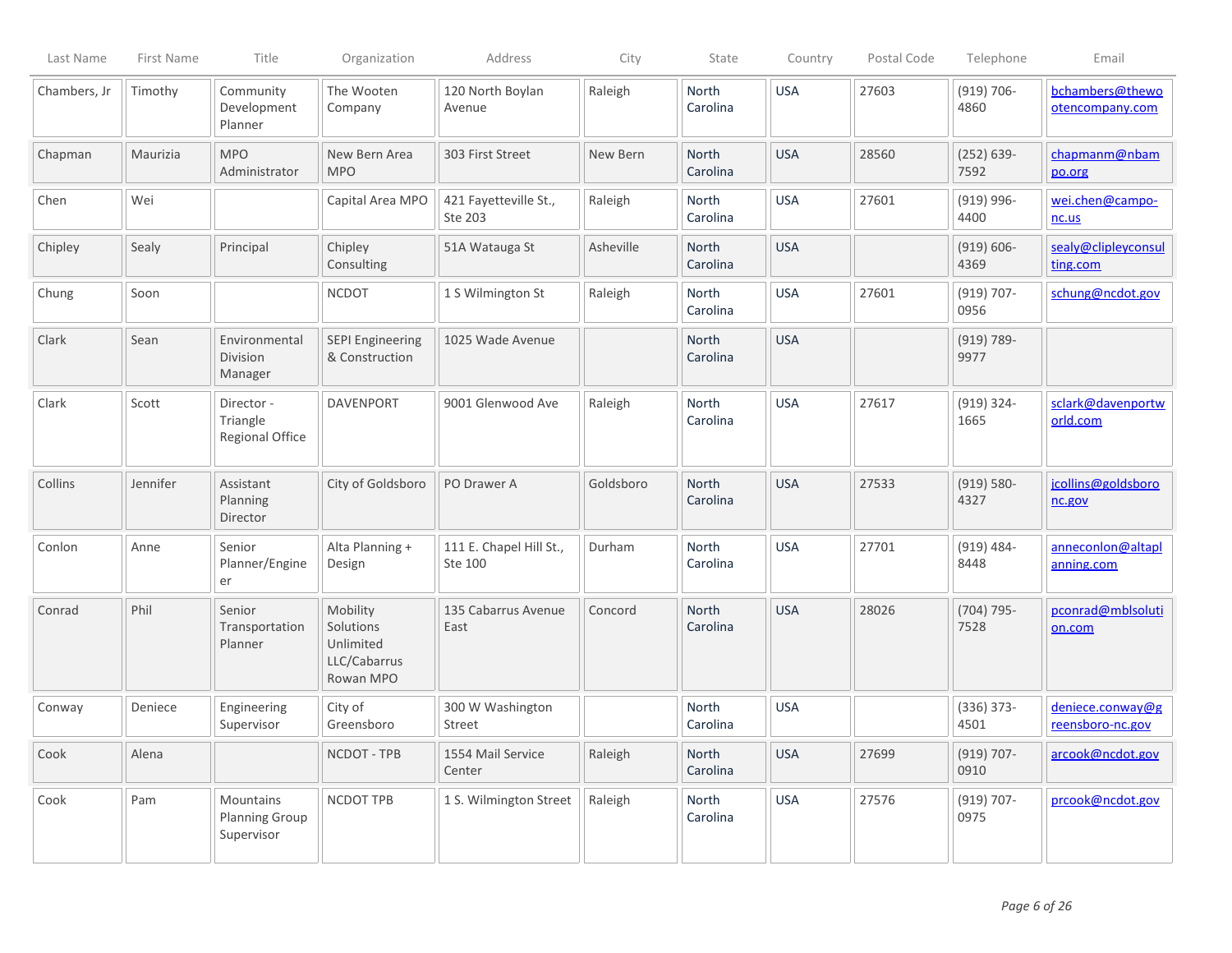| Last Name | First Name | Title | Organization | Address | City | State | Country | Postal Code | Telephone | Email |
|---|---|---|---|---|---|---|---|---|---|---|
| Chambers, Jr | Timothy | Community Development Planner | The Wooten Company | 120 North Boylan Avenue | Raleigh | North Carolina | USA | 27603 | (919) 706-4860 | bchambers@thewootencompany.com |
| Chapman | Maurizia | MPO Administrator | New Bern Area MPO | 303 First Street | New Bern | North Carolina | USA | 28560 | (252) 639-7592 | chapmanm@nbampo.org |
| Chen | Wei | | Capital Area MPO | 421 Fayetteville St., Ste 203 | Raleigh | North Carolina | USA | 27601 | (919) 996-4400 | wei.chen@campo-nc.us |
| Chipley | Sealy | Principal | Chipley Consulting | 51A Watauga St | Asheville | North Carolina | USA | | (919) 606-4369 | sealy@clipleyconsulting.com |
| Chung | Soon | | NCDOT | 1 S Wilmington St | Raleigh | North Carolina | USA | 27601 | (919) 707-0956 | schung@ncdot.gov |
| Clark | Sean | Environmental Division Manager | SEPI Engineering & Construction | 1025 Wade Avenue | | North Carolina | USA | | (919) 789-9977 | |
| Clark | Scott | Director - Triangle Regional Office | DAVENPORT | 9001 Glenwood Ave | Raleigh | North Carolina | USA | 27617 | (919) 324-1665 | sclark@davenportworld.com |
| Collins | Jennifer | Assistant Planning Director | City of Goldsboro | PO Drawer A | Goldsboro | North Carolina | USA | 27533 | (919) 580-4327 | jcollins@goldsboronc.gov |
| Conlon | Anne | Senior Planner/Engineer | Alta Planning + Design | 111 E. Chapel Hill St., Ste 100 | Durham | North Carolina | USA | 27701 | (919) 484-8448 | anneconlon@altaplanning.com |
| Conrad | Phil | Senior Transportation Planner | Mobility Solutions Unlimited LLC/Cabarrus Rowan MPO | 135 Cabarrus Avenue East | Concord | North Carolina | USA | 28026 | (704) 795-7528 | pconrad@mblsolution.com |
| Conway | Deniece | Engineering Supervisor | City of Greensboro | 300 W Washington Street | | North Carolina | USA | | (336) 373-4501 | deniece.conway@greensboro-nc.gov |
| Cook | Alena | | NCDOT - TPB | 1554 Mail Service Center | Raleigh | North Carolina | USA | 27699 | (919) 707-0910 | arcook@ncdot.gov |
| Cook | Pam | Mountains Planning Group Supervisor | NCDOT TPB | 1 S. Wilmington Street | Raleigh | North Carolina | USA | 27576 | (919) 707-0975 | prcook@ncdot.gov |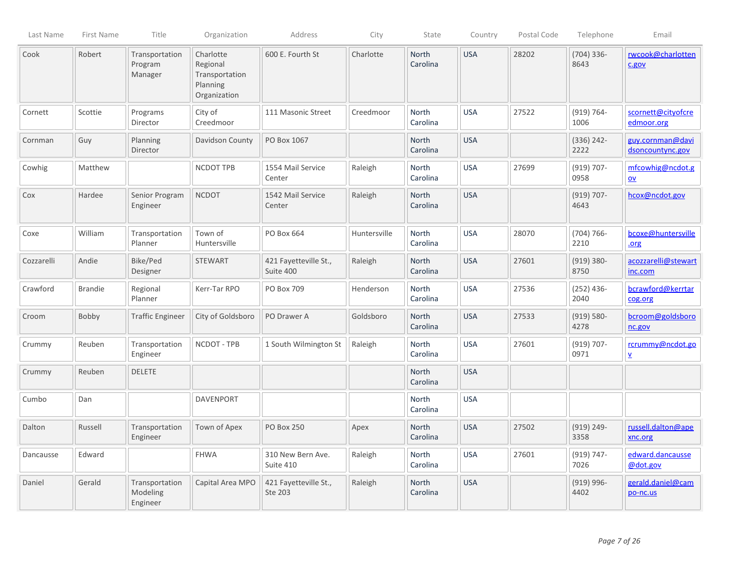| Last Name | First Name | Title | Organization | Address | City | State | Country | Postal Code | Telephone | Email |
|---|---|---|---|---|---|---|---|---|---|---|
| Cook | Robert | Transportation Program Manager | Charlotte Regional Transportation Planning Organization | 600 E. Fourth St | Charlotte | North Carolina | USA | 28202 | (704) 336-8643 | rwcook@charlottennc.gov |
| Cornett | Scottie | Programs Director | City of Creedmoor | 111 Masonic Street | Creedmoor | North Carolina | USA | 27522 | (919) 764-1006 | scornett@cityofcreedmoor.org |
| Cornman | Guy | Planning Director | Davidson County | PO Box 1067 | | North Carolina | USA | | (336) 242-2222 | guy.cornman@davidsoncountync.gov |
| Cowhig | Matthew | | NCDOT TPB | 1554 Mail Service Center | Raleigh | North Carolina | USA | 27699 | (919) 707-0958 | mfcowhig@ncdot.gov |
| Cox | Hardee | Senior Program Engineer | NCDOT | 1542 Mail Service Center | Raleigh | North Carolina | USA | | (919) 707-4643 | hcox@ncdot.gov |
| Coxe | William | Transportation Planner | Town of Huntersville | PO Box 664 | Huntersville | North Carolina | USA | 28070 | (704) 766-2210 | bcoxe@huntersville.org |
| Cozzarelli | Andie | Bike/Ped Designer | STEWART | 421 Fayetteville St., Suite 400 | Raleigh | North Carolina | USA | 27601 | (919) 380-8750 | acozzarelli@stewartinc.com |
| Crawford | Brandie | Regional Planner | Kerr-Tar RPO | PO Box 709 | Henderson | North Carolina | USA | 27536 | (252) 436-2040 | bcrawford@kerrtarcog.org |
| Croom | Bobby | Traffic Engineer | City of Goldsboro | PO Drawer A | Goldsboro | North Carolina | USA | 27533 | (919) 580-4278 | bcroom@goldsboronc.gov |
| Crummy | Reuben | Transportation Engineer | NCDOT - TPB | 1 South Wilmington St | Raleigh | North Carolina | USA | 27601 | (919) 707-0971 | rcrummy@ncdot.gov |
| Crummy | Reuben | DELETE | | | | North Carolina | USA | | | |
| Cumbo | Dan | | DAVENPORT | | | North Carolina | USA | | | |
| Dalton | Russell | Transportation Engineer | Town of Apex | PO Box 250 | Apex | North Carolina | USA | 27502 | (919) 249-3358 | russell.dalton@apexnc.org |
| Dancausse | Edward | | FHWA | 310 New Bern Ave. Suite 410 | Raleigh | North Carolina | USA | 27601 | (919) 747-7026 | edward.dancausse@dot.gov |
| Daniel | Gerald | Transportation Modeling Engineer | Capital Area MPO | 421 Fayetteville St., Ste 203 | Raleigh | North Carolina | USA | | (919) 996-4402 | gerald.daniel@campo-nc.us |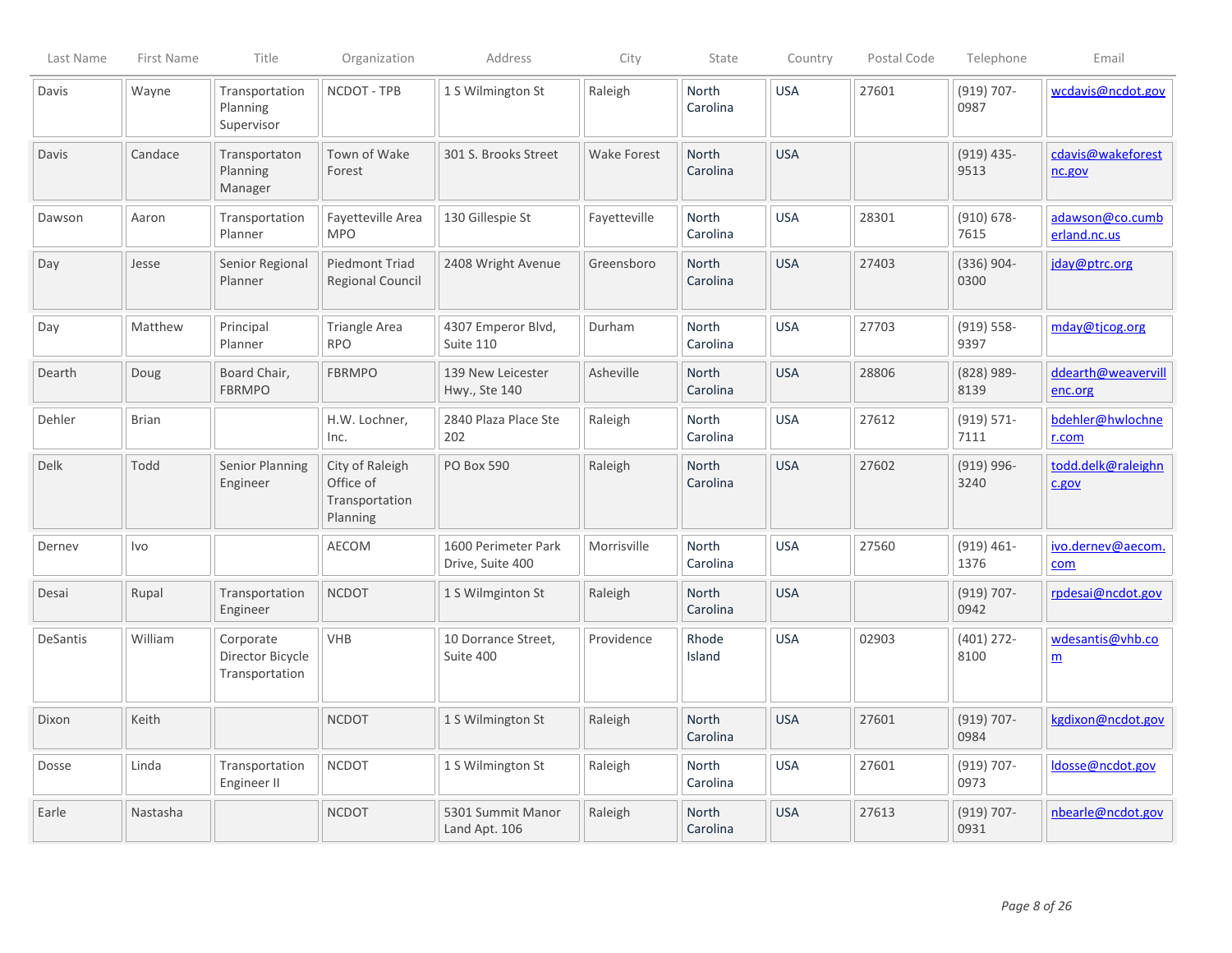| Last Name | First Name | Title | Organization | Address | City | State | Country | Postal Code | Telephone | Email |
|---|---|---|---|---|---|---|---|---|---|---|
| Davis | Wayne | Transportation Planning Supervisor | NCDOT - TPB | 1 S Wilmington St | Raleigh | North Carolina | USA | 27601 | (919) 707-0987 | wcdavis@ncdot.gov |
| Davis | Candace | Transportaton Planning Manager | Town of Wake Forest | 301 S. Brooks Street | Wake Forest | North Carolina | USA | | (919) 435-9513 | cdavis@wakeforestnc.gov |
| Dawson | Aaron | Transportation Planner | Fayetteville Area MPO | 130 Gillespie St | Fayetteville | North Carolina | USA | 28301 | (910) 678-7615 | adawson@co.cumberland.nc.us |
| Day | Jesse | Senior Regional Planner | Piedmont Triad Regional Council | 2408 Wright Avenue | Greensboro | North Carolina | USA | 27403 | (336) 904-0300 | jday@ptrc.org |
| Day | Matthew | Principal Planner | Triangle Area RPO | 4307 Emperor Blvd, Suite 110 | Durham | North Carolina | USA | 27703 | (919) 558-9397 | mday@tjcog.org |
| Dearth | Doug | Board Chair, FBRMPO | FBRMPO | 139 New Leicester Hwy., Ste 140 | Asheville | North Carolina | USA | 28806 | (828) 989-8139 | ddearth@weavervillenc.org |
| Dehler | Brian | | H.W. Lochner, Inc. | 2840 Plaza Place Ste 202 | Raleigh | North Carolina | USA | 27612 | (919) 571-7111 | bdehler@hwlochner.com |
| Delk | Todd | Senior Planning Engineer | City of Raleigh Office of Transportation Planning | PO Box 590 | Raleigh | North Carolina | USA | 27602 | (919) 996-3240 | todd.delk@raleighnc.gov |
| Dernev | Ivo | | AECOM | 1600 Perimeter Park Drive, Suite 400 | Morrisville | North Carolina | USA | 27560 | (919) 461-1376 | ivo.dernev@aecom.com |
| Desai | Rupal | Transportation Engineer | NCDOT | 1 S Wilmginton St | Raleigh | North Carolina | USA | | (919) 707-0942 | rpdesai@ncdot.gov |
| DeSantis | William | Corporate Director Bicycle Transportation | VHB | 10 Dorrance Street, Suite 400 | Providence | Rhode Island | USA | 02903 | (401) 272-8100 | wdesantis@vhb.com |
| Dixon | Keith | | NCDOT | 1 S Wilmington St | Raleigh | North Carolina | USA | 27601 | (919) 707-0984 | kgdixon@ncdot.gov |
| Dosse | Linda | Transportation Engineer II | NCDOT | 1 S Wilmington St | Raleigh | North Carolina | USA | 27601 | (919) 707-0973 | ldosse@ncdot.gov |
| Earle | Nastasha | | NCDOT | 5301 Summit Manor Land Apt. 106 | Raleigh | North Carolina | USA | 27613 | (919) 707-0931 | nbearle@ncdot.gov |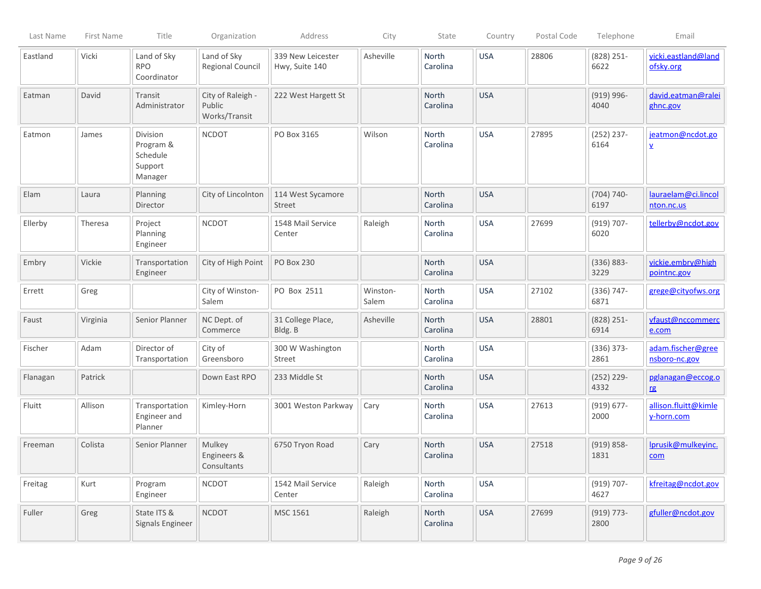| Last Name | First Name | Title | Organization | Address | City | State | Country | Postal Code | Telephone | Email |
|---|---|---|---|---|---|---|---|---|---|---|
| Eastland | Vicki | Land of Sky RPO Coordinator | Land of Sky Regional Council | 339 New Leicester Hwy, Suite 140 | Asheville | North Carolina | USA | 28806 | (828) 251-6622 | vicki.eastland@landofsky.org |
| Eatman | David | Transit Administrator | City of Raleigh - Public Works/Transit | 222 West Hargett St | | North Carolina | USA | | (919) 996-4040 | david.eatman@raleighnc.gov |
| Eatmon | James | Division Program & Schedule Support Manager | NCDOT | PO Box 3165 | Wilson | North Carolina | USA | 27895 | (252) 237-6164 | jeatmon@ncdot.gov |
| Elam | Laura | Planning Director | City of Lincolnton | 114 West Sycamore Street | | North Carolina | USA | | (704) 740-6197 | lauraelam@ci.lincolnton.nc.us |
| Ellerby | Theresa | Project Planning Engineer | NCDOT | 1548 Mail Service Center | Raleigh | North Carolina | USA | 27699 | (919) 707-6020 | tellerby@ncdot.gov |
| Embry | Vickie | Transportation Engineer | City of High Point | PO Box 230 | | North Carolina | USA | | (336) 883-3229 | vickie.embry@highpointnc.gov |
| Errett | Greg | | City of Winston-Salem | PO Box 2511 | Winston-Salem | North Carolina | USA | 27102 | (336) 747-6871 | grege@cityofws.org |
| Faust | Virginia | Senior Planner | NC Dept. of Commerce | 31 College Place, Bldg. B | Asheville | North Carolina | USA | 28801 | (828) 251-6914 | vfaust@nccommerce.com |
| Fischer | Adam | Director of Transportation | City of Greensboro | 300 W Washington Street | | North Carolina | USA | | (336) 373-2861 | adam.fischer@greensboro-nc.gov |
| Flanagan | Patrick | | Down East RPO | 233 Middle St | | North Carolina | USA | | (252) 229-4332 | pglanagan@eccog.org |
| Fluitt | Allison | Transportation Engineer and Planner | Kimley-Horn | 3001 Weston Parkway | Cary | North Carolina | USA | 27613 | (919) 677-2000 | allison.fluitt@kimley-horn.com |
| Freeman | Colista | Senior Planner | Mulkey Engineers & Consultants | 6750 Tryon Road | Cary | North Carolina | USA | 27518 | (919) 858-1831 | lprusik@mulkeyinc.com |
| Freitag | Kurt | Program Engineer | NCDOT | 1542 Mail Service Center | Raleigh | North Carolina | USA | | (919) 707-4627 | kfreitag@ncdot.gov |
| Fuller | Greg | State ITS & Signals Engineer | NCDOT | MSC 1561 | Raleigh | North Carolina | USA | 27699 | (919) 773-2800 | gfuller@ncdot.gov |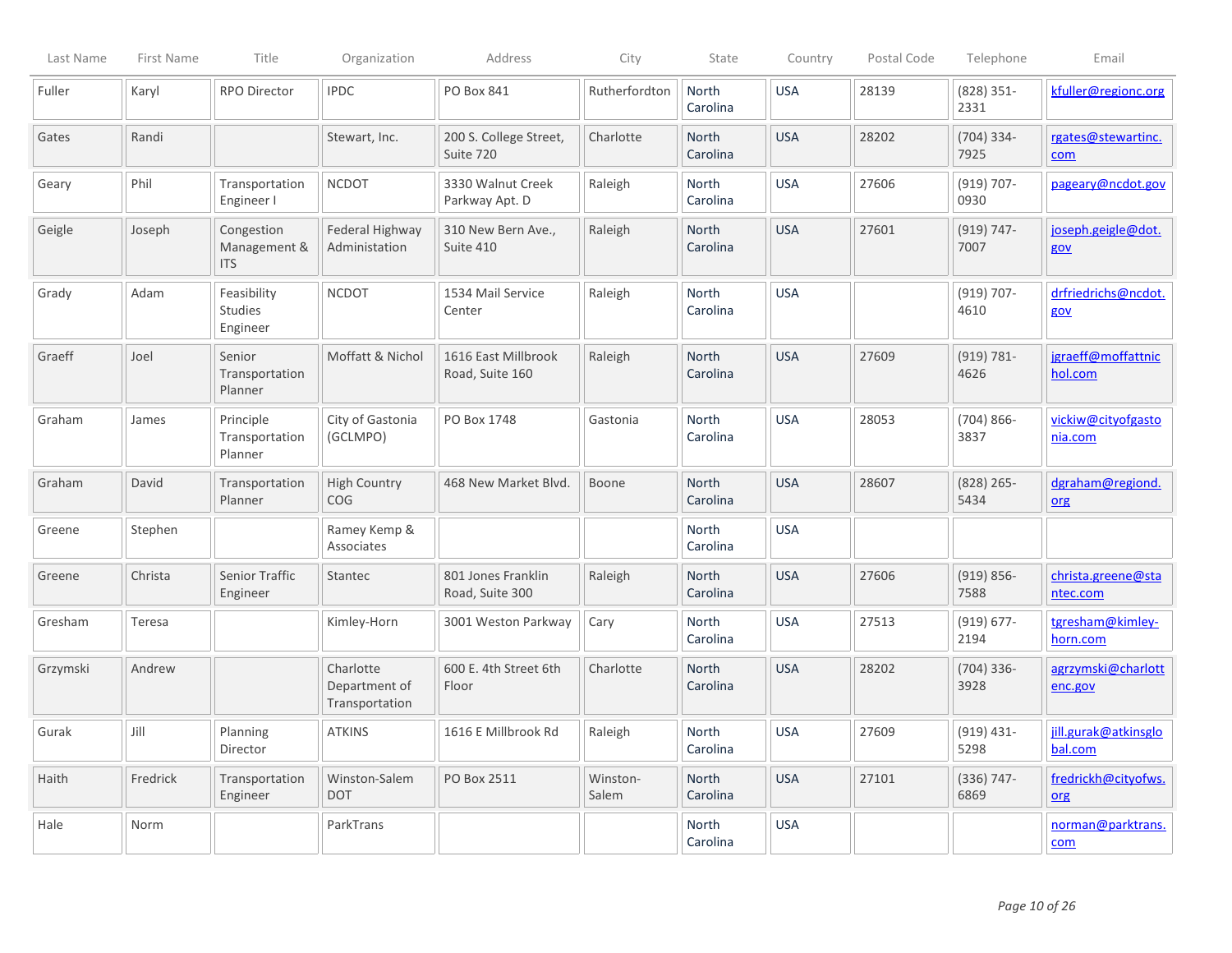| Last Name | First Name | Title | Organization | Address | City | State | Country | Postal Code | Telephone | Email |
|---|---|---|---|---|---|---|---|---|---|---|
| Fuller | Karyl | RPO Director | IPDC | PO Box 841 | Rutherfordton | North Carolina | USA | 28139 | (828) 351-2331 | kfuller@regionc.org |
| Gates | Randi | | Stewart, Inc. | 200 S. College Street, Suite 720 | Charlotte | North Carolina | USA | 28202 | (704) 334-7925 | rgates@stewartinc.com |
| Geary | Phil | Transportation Engineer I | NCDOT | 3330 Walnut Creek Parkway Apt. D | Raleigh | North Carolina | USA | 27606 | (919) 707-0930 | pageary@ncdot.gov |
| Geigle | Joseph | Congestion Management & ITS | Federal Highway Administration | 310 New Bern Ave., Suite 410 | Raleigh | North Carolina | USA | 27601 | (919) 747-7007 | joseph.geigle@dot.gov |
| Grady | Adam | Feasibility Studies Engineer | NCDOT | 1534 Mail Service Center | Raleigh | North Carolina | USA | | (919) 707-4610 | drfriedrichs@ncdot.gov |
| Graeff | Joel | Senior Transportation Planner | Moffatt & Nichol | 1616 East Millbrook Road, Suite 160 | Raleigh | North Carolina | USA | 27609 | (919) 781-4626 | jgraeff@moffattnichol.com |
| Graham | James | Principle Transportation Planner | City of Gastonia (GCLMPO) | PO Box 1748 | Gastonia | North Carolina | USA | 28053 | (704) 866-3837 | vickiw@cityofgastonia.com |
| Graham | David | Transportation Planner | High Country COG | 468 New Market Blvd. | Boone | North Carolina | USA | 28607 | (828) 265-5434 | dgraham@regiond.org |
| Greene | Stephen | | Ramey Kemp & Associates | | | North Carolina | USA | | | |
| Greene | Christa | Senior Traffic Engineer | Stantec | 801 Jones Franklin Road, Suite 300 | Raleigh | North Carolina | USA | 27606 | (919) 856-7588 | christa.greene@stantec.com |
| Gresham | Teresa | | Kimley-Horn | 3001 Weston Parkway | Cary | North Carolina | USA | 27513 | (919) 677-2194 | tgresham@kimley-horn.com |
| Grzymski | Andrew | | Charlotte Department of Transportation | 600 E. 4th Street 6th Floor | Charlotte | North Carolina | USA | 28202 | (704) 336-3928 | agrzymski@charlottenc.gov |
| Gurak | Jill | Planning Director | ATKINS | 1616 E Millbrook Rd | Raleigh | North Carolina | USA | 27609 | (919) 431-5298 | jill.gurak@atkinsglobal.com |
| Haith | Fredrick | Transportation Engineer | Winston-Salem DOT | PO Box 2511 | Winston-Salem | North Carolina | USA | 27101 | (336) 747-6869 | fredrickh@cityofws.org |
| Hale | Norm | | ParkTrans | | | North Carolina | USA | | | norman@parktrans.com |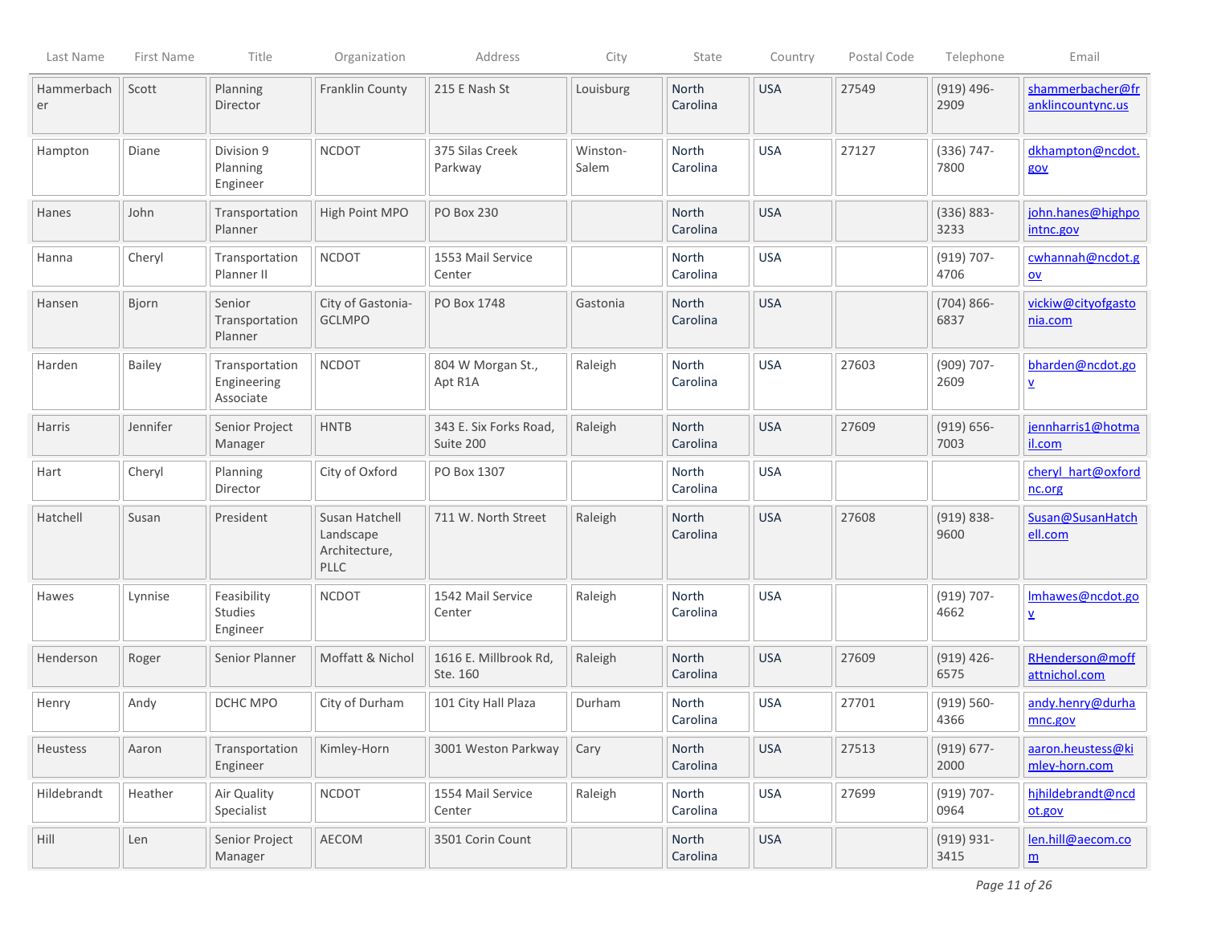| Last Name | First Name | Title | Organization | Address | City | State | Country | Postal Code | Telephone | Email |
|---|---|---|---|---|---|---|---|---|---|---|
| Hammerbacher | Scott | Planning Director | Franklin County | 215 E Nash St | Louisburg | North Carolina | USA | 27549 | (919) 496-2909 | shammerbacher@franklincountync.us |
| Hampton | Diane | Division 9 Planning Engineer | NCDOT | 375 Silas Creek Parkway | Winston-Salem | North Carolina | USA | 27127 | (336) 747-7800 | dkhampton@ncdot.gov |
| Hanes | John | Transportation Planner | High Point MPO | PO Box 230 | | North Carolina | USA | | (336) 883-3233 | john.hanes@highpointnc.gov |
| Hanna | Cheryl | Transportation Planner II | NCDOT | 1553 Mail Service Center | | North Carolina | USA | | (919) 707-4706 | cwhannah@ncdot.gov |
| Hansen | Bjorn | Senior Transportation Planner | City of Gastonia-GCLMPO | PO Box 1748 | Gastonia | North Carolina | USA | | (704) 866-6837 | vickiw@cityofgastonia.com |
| Harden | Bailey | Transportation Engineering Associate | NCDOT | 804 W Morgan St., Apt R1A | Raleigh | North Carolina | USA | 27603 | (909) 707-2609 | bharden@ncdot.gov |
| Harris | Jennifer | Senior Project Manager | HNTB | 343 E. Six Forks Road, Suite 200 | Raleigh | North Carolina | USA | 27609 | (919) 656-7003 | jennharris1@hotmail.com |
| Hart | Cheryl | Planning Director | City of Oxford | PO Box 1307 | | North Carolina | USA | | | cheryl_hart@oxfordnc.org |
| Hatchell | Susan | President | Susan Hatchell Landscape Architecture, PLLC | 711 W. North Street | Raleigh | North Carolina | USA | 27608 | (919) 838-9600 | Susan@SusanHatchell.com |
| Hawes | Lynnise | Feasibility Studies Engineer | NCDOT | 1542 Mail Service Center | Raleigh | North Carolina | USA | | (919) 707-4662 | lmhawes@ncdot.gov |
| Henderson | Roger | Senior Planner | Moffatt & Nichol | 1616 E. Millbrook Rd, Ste. 160 | Raleigh | North Carolina | USA | 27609 | (919) 426-6575 | RHenderson@moffattnichol.com |
| Henry | Andy | DCHC MPO | City of Durham | 101 City Hall Plaza | Durham | North Carolina | USA | 27701 | (919) 560-4366 | andy.henry@durhamnc.gov |
| Heustess | Aaron | Transportation Engineer | Kimley-Horn | 3001 Weston Parkway | Cary | North Carolina | USA | 27513 | (919) 677-2000 | aaron.heustess@kimley-horn.com |
| Hildebrandt | Heather | Air Quality Specialist | NCDOT | 1554 Mail Service Center | Raleigh | North Carolina | USA | 27699 | (919) 707-0964 | hjhildebrandt@ncdot.gov |
| Hill | Len | Senior Project Manager | AECOM | 3501 Corin Count | | North Carolina | USA | | (919) 931-3415 | len.hill@aecom.com |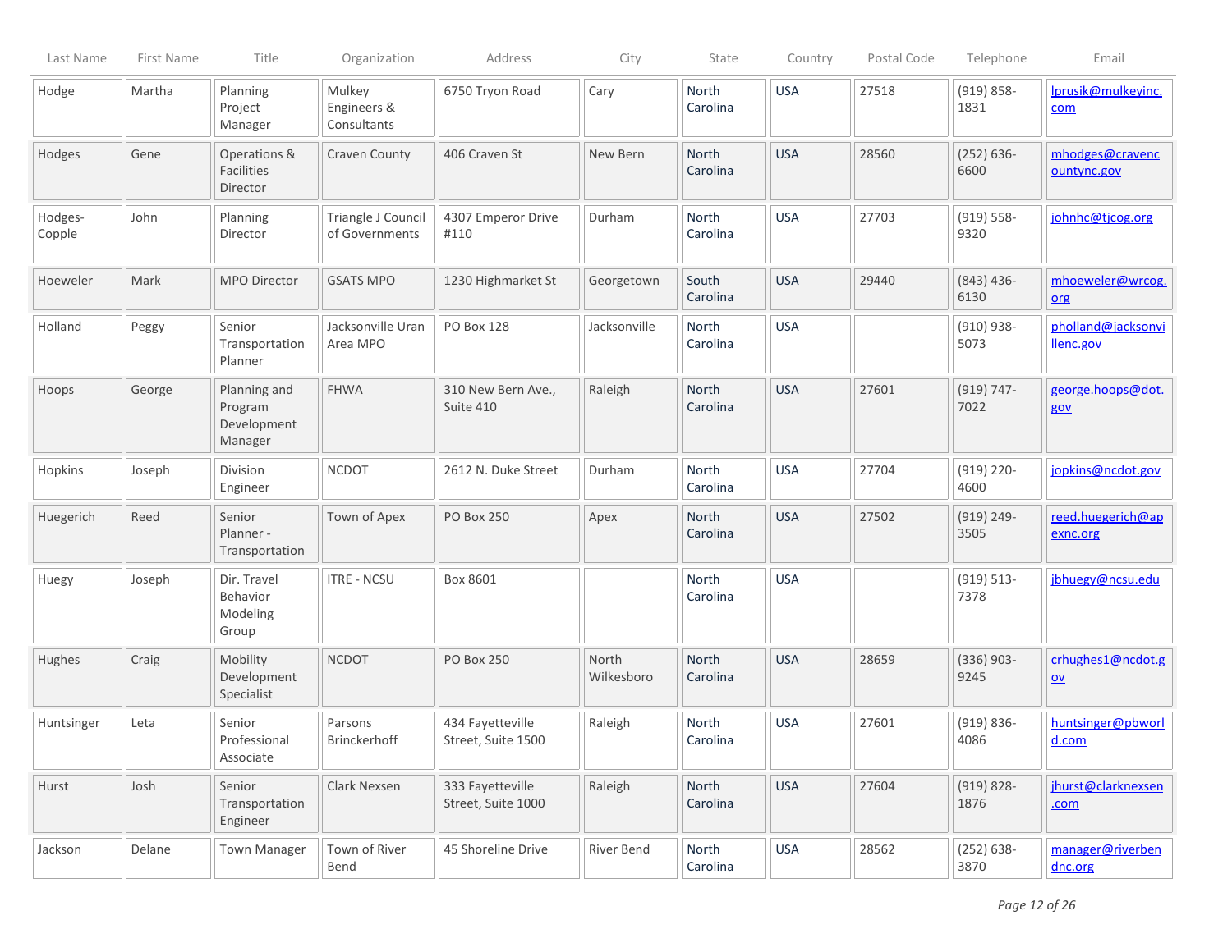| Last Name | First Name | Title | Organization | Address | City | State | Country | Postal Code | Telephone | Email |
|---|---|---|---|---|---|---|---|---|---|---|
| Hodge | Martha | Planning Project Manager | Mulkey Engineers & Consultants | 6750 Tryon Road | Cary | North Carolina | USA | 27518 | (919) 858-1831 | lprusik@mulkeyinc.com |
| Hodges | Gene | Operations & Facilities Director | Craven County | 406 Craven St | New Bern | North Carolina | USA | 28560 | (252) 636-6600 | mhodges@cravencountync.gov |
| Hodges-Copple | John | Planning Director | Triangle J Council of Governments | 4307 Emperor Drive #110 | Durham | North Carolina | USA | 27703 | (919) 558-9320 | johnhc@tjcog.org |
| Hoeweler | Mark | MPO Director | GSATS MPO | 1230 Highmarket St | Georgetown | South Carolina | USA | 29440 | (843) 436-6130 | mhoeweler@wrcog.org |
| Holland | Peggy | Senior Transportation Planner | Jacksonville Uran Area MPO | PO Box 128 | Jacksonville | North Carolina | USA | | (910) 938-5073 | pholland@jacksonvillenc.gov |
| Hoops | George | Planning and Program Development Manager | FHWA | 310 New Bern Ave., Suite 410 | Raleigh | North Carolina | USA | 27601 | (919) 747-7022 | george.hoops@dot.gov |
| Hopkins | Joseph | Division Engineer | NCDOT | 2612 N. Duke Street | Durham | North Carolina | USA | 27704 | (919) 220-4600 | jopkins@ncdot.gov |
| Huegerich | Reed | Senior Planner - Transportation | Town of Apex | PO Box 250 | Apex | North Carolina | USA | 27502 | (919) 249-3505 | reed.huegerich@apexnc.org |
| Huegy | Joseph | Dir. Travel Behavior Modeling Group | ITRE - NCSU | Box 8601 | | North Carolina | USA | | (919) 513-7378 | jbhuegy@ncsu.edu |
| Hughes | Craig | Mobility Development Specialist | NCDOT | PO Box 250 | North Wilkesboro | North Carolina | USA | 28659 | (336) 903-9245 | crhughes1@ncdot.gov |
| Huntsinger | Leta | Senior Professional Associate | Parsons Brinckerhoff | 434 Fayetteville Street, Suite 1500 | Raleigh | North Carolina | USA | 27601 | (919) 836-4086 | huntsinger@pbworld.com |
| Hurst | Josh | Senior Transportation Engineer | Clark Nexsen | 333 Fayetteville Street, Suite 1000 | Raleigh | North Carolina | USA | 27604 | (919) 828-1876 | jhurst@clarknexsen.com |
| Jackson | Delane | Town Manager | Town of River Bend | 45 Shoreline Drive | River Bend | North Carolina | USA | 28562 | (252) 638-3870 | manager@riverbendnc.org |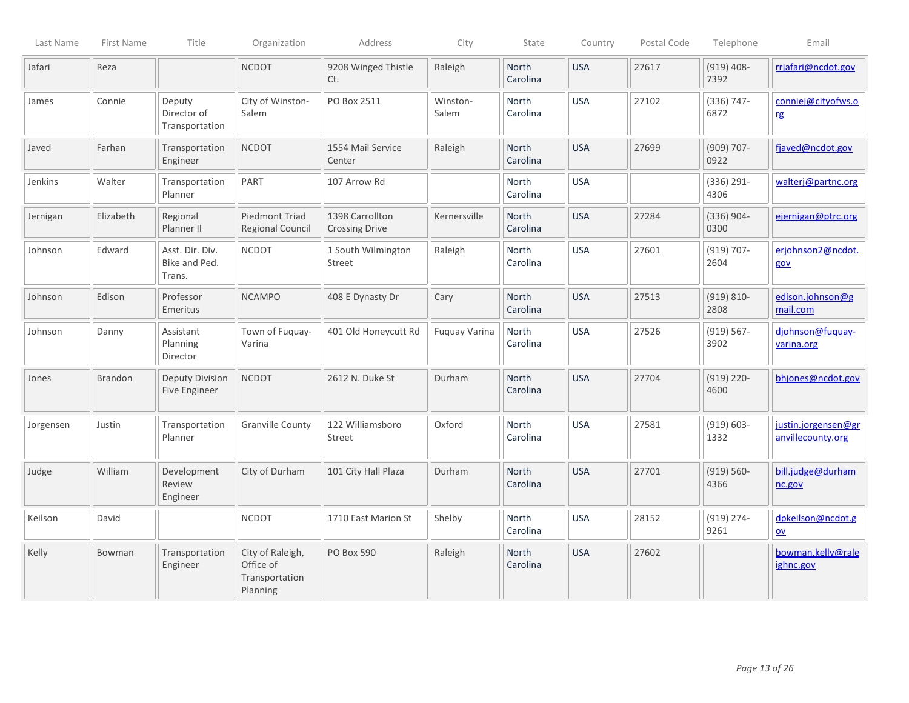| Last Name | First Name | Title | Organization | Address | City | State | Country | Postal Code | Telephone | Email |
|---|---|---|---|---|---|---|---|---|---|---|
| Jafari | Reza | | NCDOT | 9208 Winged Thistle Ct. | Raleigh | North Carolina | USA | 27617 | (919) 408-7392 | rrjafari@ncdot.gov |
| James | Connie | Deputy Director of Transportation | City of Winston-Salem | PO Box 2511 | Winston-Salem | North Carolina | USA | 27102 | (336) 747-6872 | conniej@cityofws.org |
| Javed | Farhan | Transportation Engineer | NCDOT | 1554 Mail Service Center | Raleigh | North Carolina | USA | 27699 | (909) 707-0922 | fjaved@ncdot.gov |
| Jenkins | Walter | Transportation Planner | PART | 107 Arrow Rd | | North Carolina | USA | | (336) 291-4306 | walterj@partnc.org |
| Jernigan | Elizabeth | Regional Planner II | Piedmont Triad Regional Council | 1398 Carrollton Crossing Drive | Kernersville | North Carolina | USA | 27284 | (336) 904-0300 | ejernigan@ptrc.org |
| Johnson | Edward | Asst. Dir. Div. Bike and Ped. Trans. | NCDOT | 1 South Wilmington Street | Raleigh | North Carolina | USA | 27601 | (919) 707-2604 | erjohnson2@ncdot.gov |
| Johnson | Edison | Professor Emeritus | NCAMPO | 408 E Dynasty Dr | Cary | North Carolina | USA | 27513 | (919) 810-2808 | edison.johnson@gmail.com |
| Johnson | Danny | Assistant Planning Director | Town of Fuquay-Varina | 401 Old Honeycutt Rd | Fuquay Varina | North Carolina | USA | 27526 | (919) 567-3902 | djohnson@fuquay-varina.org |
| Jones | Brandon | Deputy Division Five Engineer | NCDOT | 2612 N. Duke St | Durham | North Carolina | USA | 27704 | (919) 220-4600 | bhjones@ncdot.gov |
| Jorgensen | Justin | Transportation Planner | Granville County | 122 Williamsboro Street | Oxford | North Carolina | USA | 27581 | (919) 603-1332 | justin.jorgensen@granvillecounty.org |
| Judge | William | Development Review Engineer | City of Durham | 101 City Hall Plaza | Durham | North Carolina | USA | 27701 | (919) 560-4366 | bill.judge@durhamnc.gov |
| Keilson | David | | NCDOT | 1710 East Marion St | Shelby | North Carolina | USA | 28152 | (919) 274-9261 | dpkeilson@ncdot.gov |
| Kelly | Bowman | Transportation Engineer | City of Raleigh, Office of Transportation Planning | PO Box 590 | Raleigh | North Carolina | USA | 27602 | | bowman.kelly@raleighnc.gov |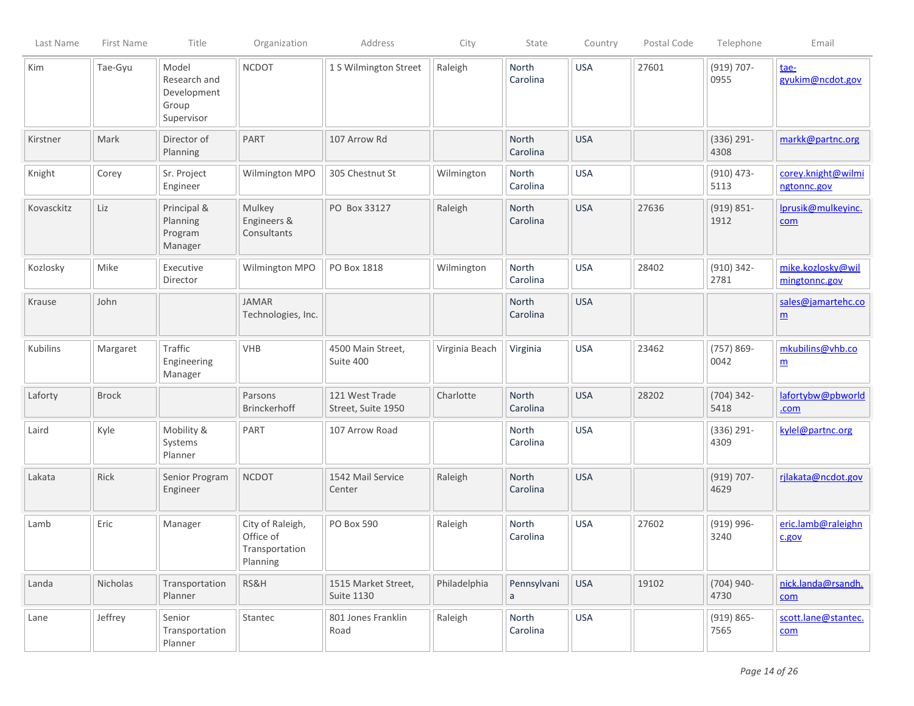| Last Name | First Name | Title | Organization | Address | City | State | Country | Postal Code | Telephone | Email |
|---|---|---|---|---|---|---|---|---|---|---|
| Kim | Tae-Gyu | Model Research and Development Group Supervisor | NCDOT | 1 S Wilmington Street | Raleigh | North Carolina | USA | 27601 | (919) 707-0955 | tae-gyukim@ncdot.gov |
| Kirstner | Mark | Director of Planning | PART | 107 Arrow Rd | | North Carolina | USA | | (336) 291-4308 | markk@partnc.org |
| Knight | Corey | Sr. Project Engineer | Wilmington MPO | 305 Chestnut St | Wilmington | North Carolina | USA | | (910) 473-5113 | corey.knight@wilmingtonnc.gov |
| Kovasckitz | Liz | Principal & Planning Program Manager | Mulkey Engineers & Consultants | PO Box 33127 | Raleigh | North Carolina | USA | 27636 | (919) 851-1912 | lprusik@mulkeyinc.com |
| Kozlosky | Mike | Executive Director | Wilmington MPO | PO Box 1818 | Wilmington | North Carolina | USA | 28402 | (910) 342-2781 | mike.kozlosky@wilmingtonnc.gov |
| Krause | John | | JAMAR Technologies, Inc. | | | North Carolina | USA | | | sales@jamartehc.com |
| Kubilins | Margaret | Traffic Engineering Manager | VHB | 4500 Main Street, Suite 400 | Virginia Beach | Virginia | USA | 23462 | (757) 869-0042 | mkubilins@vhb.com |
| Laforty | Brock | | Parsons Brinckerhoff | 121 West Trade Street, Suite 1950 | Charlotte | North Carolina | USA | 28202 | (704) 342-5418 | lafortybw@pbworld.com |
| Laird | Kyle | Mobility & Systems Planner | PART | 107 Arrow Road | | North Carolina | USA | | (336) 291-4309 | kylel@partnc.org |
| Lakata | Rick | Senior Program Engineer | NCDOT | 1542 Mail Service Center | Raleigh | North Carolina | USA | | (919) 707-4629 | rjlakata@ncdot.gov |
| Lamb | Eric | Manager | City of Raleigh, Office of Transportation Planning | PO Box 590 | Raleigh | North Carolina | USA | 27602 | (919) 996-3240 | eric.lamb@raleighnc.gov |
| Landa | Nicholas | Transportation Planner | RS&H | 1515 Market Street, Suite 1130 | Philadelphia | Pennsylvania | USA | 19102 | (704) 940-4730 | nick.landa@rsandh.com |
| Lane | Jeffrey | Senior Transportation Planner | Stantec | 801 Jones Franklin Road | Raleigh | North Carolina | USA | | (919) 865-7565 | scott.lane@stantec.com |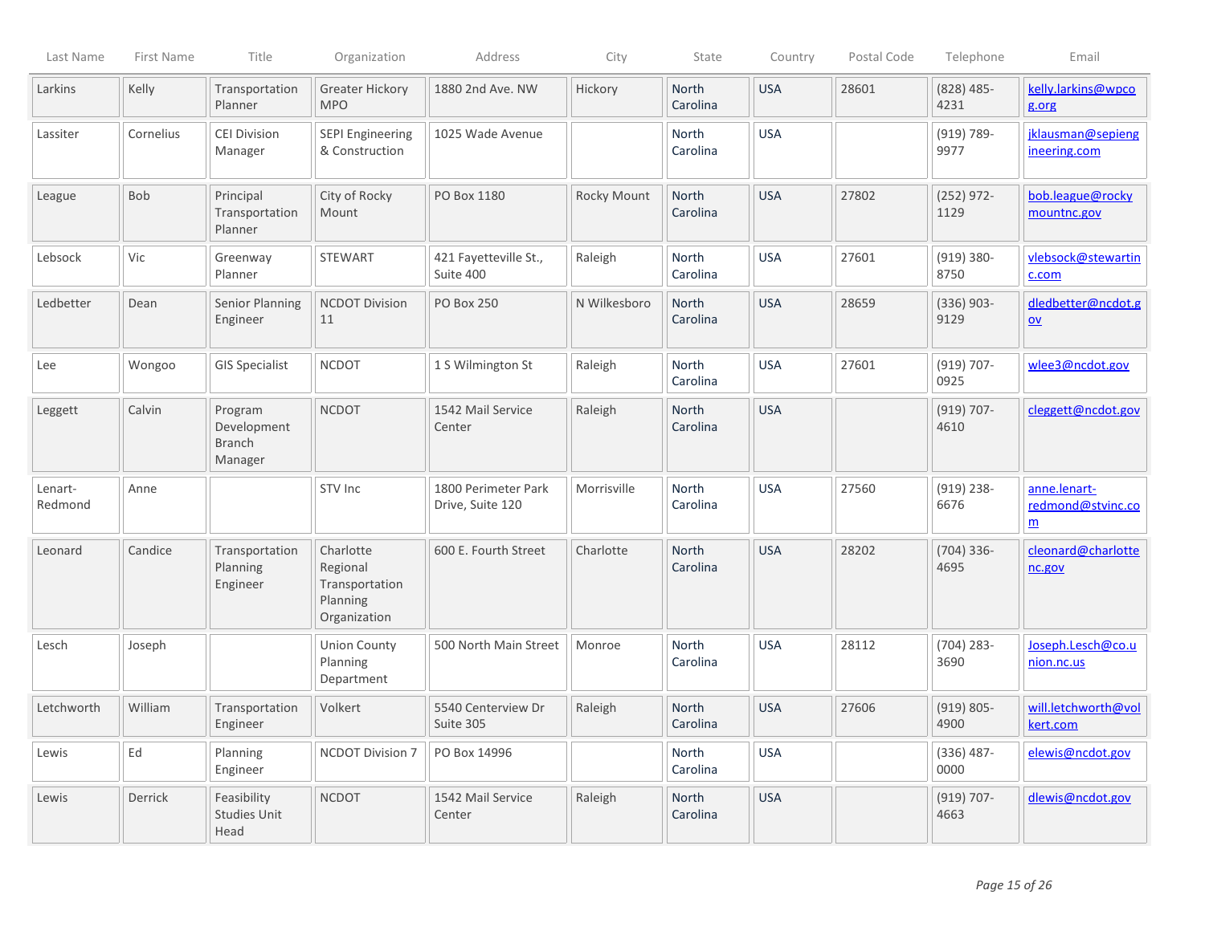| Last Name | First Name | Title | Organization | Address | City | State | Country | Postal Code | Telephone | Email |
|---|---|---|---|---|---|---|---|---|---|---|
| Larkins | Kelly | Transportation Planner | Greater Hickory MPO | 1880 2nd Ave. NW | Hickory | North Carolina | USA | 28601 | (828) 485-4231 | kelly.larkins@wpcog.org |
| Lassiter | Cornelius | CEI Division Manager | SEPI Engineering & Construction | 1025 Wade Avenue | | North Carolina | USA | | (919) 789-9977 | jklausman@sepiengineering.com |
| League | Bob | Principal Transportation Planner | City of Rocky Mount | PO Box 1180 | Rocky Mount | North Carolina | USA | 27802 | (252) 972-1129 | bob.league@rockymountnc.gov |
| Lebsock | Vic | Greenway Planner | STEWART | 421 Fayetteville St., Suite 400 | Raleigh | North Carolina | USA | 27601 | (919) 380-8750 | vlebsock@stewartinc.com |
| Ledbetter | Dean | Senior Planning Engineer | NCDOT Division 11 | PO Box 250 | N Wilkesboro | North Carolina | USA | 28659 | (336) 903-9129 | dledbetter@ncdot.gov |
| Lee | Wongoo | GIS Specialist | NCDOT | 1 S Wilmington St | Raleigh | North Carolina | USA | 27601 | (919) 707-0925 | wlee3@ncdot.gov |
| Leggett | Calvin | Program Development Branch Manager | NCDOT | 1542 Mail Service Center | Raleigh | North Carolina | USA | | (919) 707-4610 | cleggett@ncdot.gov |
| Lenart-Redmond | Anne | | STV Inc | 1800 Perimeter Park Drive, Suite 120 | Morrisville | North Carolina | USA | 27560 | (919) 238-6676 | anne.lenart-redmond@stvinc.com |
| Leonard | Candice | Transportation Planning Engineer | Charlotte Regional Transportation Planning Organization | 600 E. Fourth Street | Charlotte | North Carolina | USA | 28202 | (704) 336-4695 | cleonard@charlottenc.gov |
| Lesch | Joseph | | Union County Planning Department | 500 North Main Street | Monroe | North Carolina | USA | 28112 | (704) 283-3690 | Joseph.Lesch@co.union.nc.us |
| Letchworth | William | Transportation Engineer | Volkert | 5540 Centerview Dr Suite 305 | Raleigh | North Carolina | USA | 27606 | (919) 805-4900 | will.letchworth@volkert.com |
| Lewis | Ed | Planning Engineer | NCDOT Division 7 | PO Box 14996 | | North Carolina | USA | | (336) 487-0000 | elewis@ncdot.gov |
| Lewis | Derrick | Feasibility Studies Unit Head | NCDOT | 1542 Mail Service Center | Raleigh | North Carolina | USA | | (919) 707-4663 | dlewis@ncdot.gov |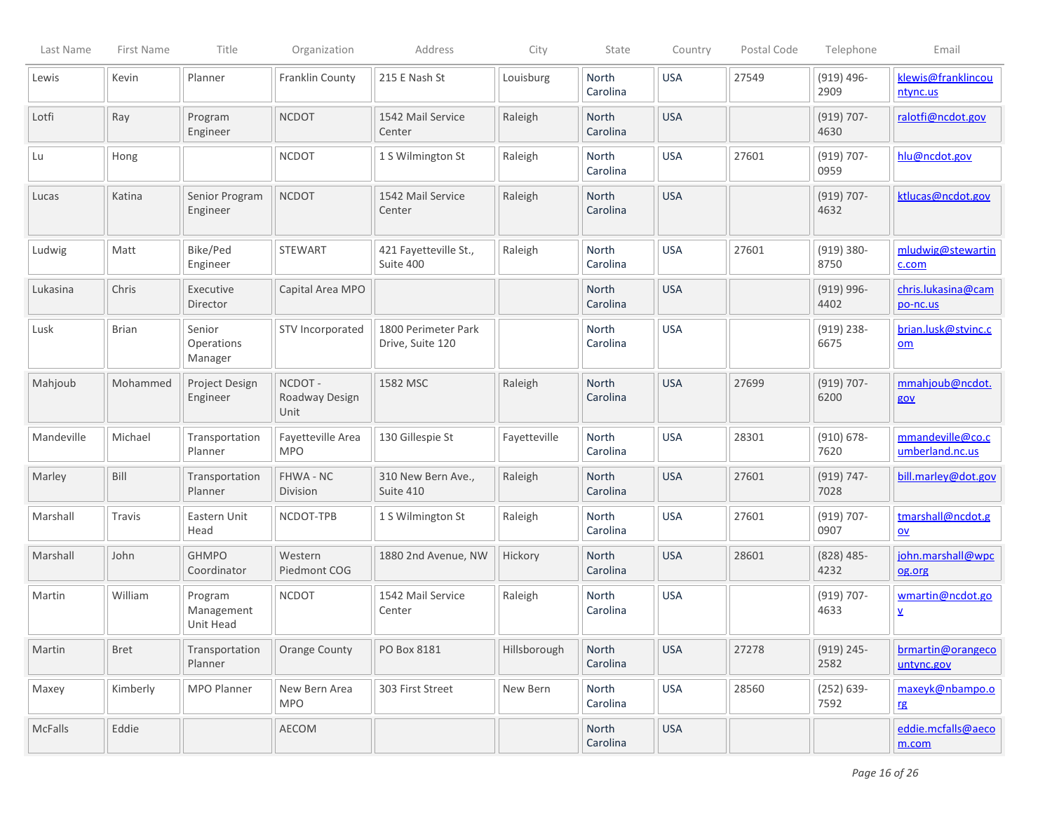| Last Name | First Name | Title | Organization | Address | City | State | Country | Postal Code | Telephone | Email |
|---|---|---|---|---|---|---|---|---|---|---|
| Lewis | Kevin | Planner | Franklin County | 215 E Nash St | Louisburg | North Carolina | USA | 27549 | (919) 496-2909 | klewis@franklincountync.us |
| Lotfi | Ray | Program Engineer | NCDOT | 1542 Mail Service Center | Raleigh | North Carolina | USA | | (919) 707-4630 | ralotfi@ncdot.gov |
| Lu | Hong | | NCDOT | 1 S Wilmington St | Raleigh | North Carolina | USA | 27601 | (919) 707-0959 | hlu@ncdot.gov |
| Lucas | Katina | Senior Program Engineer | NCDOT | 1542 Mail Service Center | Raleigh | North Carolina | USA | | (919) 707-4632 | ktlucas@ncdot.gov |
| Ludwig | Matt | Bike/Ped Engineer | STEWART | 421 Fayetteville St., Suite 400 | Raleigh | North Carolina | USA | 27601 | (919) 380-8750 | mludwig@stewartinc.com |
| Lukasina | Chris | Executive Director | Capital Area MPO | | | North Carolina | USA | | (919) 996-4402 | chris.lukasina@campo-nc.us |
| Lusk | Brian | Senior Operations Manager | STV Incorporated | 1800 Perimeter Park Drive, Suite 120 | | North Carolina | USA | | (919) 238-6675 | brian.lusk@stvinc.com |
| Mahjoub | Mohammed | Project Design Engineer | NCDOT - Roadway Design Unit | 1582 MSC | Raleigh | North Carolina | USA | 27699 | (919) 707-6200 | mmahjoub@ncdot.gov |
| Mandeville | Michael | Transportation Planner | Fayetteville Area MPO | 130 Gillespie St | Fayetteville | North Carolina | USA | 28301 | (910) 678-7620 | mmandeville@co.cumberland.nc.us |
| Marley | Bill | Transportation Planner | FHWA - NC Division | 310 New Bern Ave., Suite 410 | Raleigh | North Carolina | USA | 27601 | (919) 747-7028 | bill.marley@dot.gov |
| Marshall | Travis | Eastern Unit Head | NCDOT-TPB | 1 S Wilmington St | Raleigh | North Carolina | USA | 27601 | (919) 707-0907 | tmarshall@ncdot.gov |
| Marshall | John | GHMPO Coordinator | Western Piedmont COG | 1880 2nd Avenue, NW | Hickory | North Carolina | USA | 28601 | (828) 485-4232 | john.marshall@wpcog.org |
| Martin | William | Program Management Unit Head | NCDOT | 1542 Mail Service Center | Raleigh | North Carolina | USA | | (919) 707-4633 | wmartin@ncdot.gov |
| Martin | Bret | Transportation Planner | Orange County | PO Box 8181 | Hillsborough | North Carolina | USA | 27278 | (919) 245-2582 | brmartin@orangecountync.gov |
| Maxey | Kimberly | MPO Planner | New Bern Area MPO | 303 First Street | New Bern | North Carolina | USA | 28560 | (252) 639-7592 | maxeyk@nbampo.org |
| McFalls | Eddie | | AECOM | | | North Carolina | USA | | | eddie.mcfalls@aecom.com |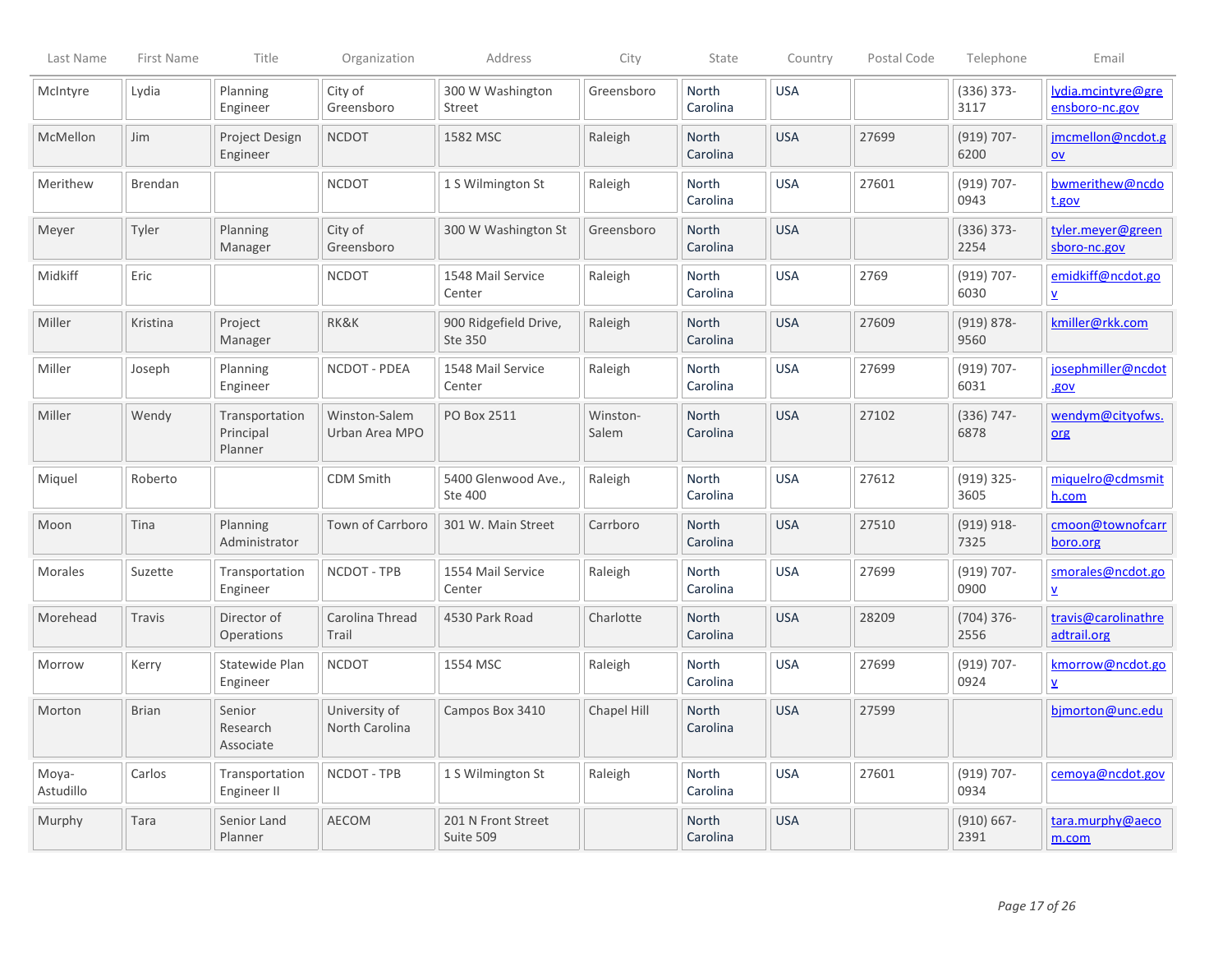| Last Name | First Name | Title | Organization | Address | City | State | Country | Postal Code | Telephone | Email |
|---|---|---|---|---|---|---|---|---|---|---|
| McIntyre | Lydia | Planning Engineer | City of Greensboro | 300 W Washington Street | Greensboro | North Carolina | USA | | (336) 373-3117 | lydia.mcintyre@greensboro-nc.gov |
| McMellon | Jim | Project Design Engineer | NCDOT | 1582 MSC | Raleigh | North Carolina | USA | 27699 | (919) 707-6200 | jmcmellon@ncdot.gov |
| Merithew | Brendan | | NCDOT | 1 S Wilmington St | Raleigh | North Carolina | USA | 27601 | (919) 707-0943 | bwmerithew@ncdot.gov |
| Meyer | Tyler | Planning Manager | City of Greensboro | 300 W Washington St | Greensboro | North Carolina | USA | | (336) 373-2254 | tyler.meyer@greensboro-nc.gov |
| Midkiff | Eric | | NCDOT | 1548 Mail Service Center | Raleigh | North Carolina | USA | 2769 | (919) 707-6030 | emidkiff@ncdot.gov |
| Miller | Kristina | Project Manager | RK&K | 900 Ridgefield Drive, Ste 350 | Raleigh | North Carolina | USA | 27609 | (919) 878-9560 | kmiller@rkk.com |
| Miller | Joseph | Planning Engineer | NCDOT - PDEA | 1548 Mail Service Center | Raleigh | North Carolina | USA | 27699 | (919) 707-6031 | josephmiller@ncdot.gov |
| Miller | Wendy | Transportation Principal Planner | Winston-Salem Urban Area MPO | PO Box 2511 | Winston-Salem | North Carolina | USA | 27102 | (336) 747-6878 | wendym@cityofws.org |
| Miquel | Roberto | | CDM Smith | 5400 Glenwood Ave., Ste 400 | Raleigh | North Carolina | USA | 27612 | (919) 325-3605 | miquelro@cdmsmith.com |
| Moon | Tina | Planning Administrator | Town of Carrboro | 301 W. Main Street | Carrboro | North Carolina | USA | 27510 | (919) 918-7325 | cmoon@townofcarrboro.org |
| Morales | Suzette | Transportation Engineer | NCDOT - TPB | 1554 Mail Service Center | Raleigh | North Carolina | USA | 27699 | (919) 707-0900 | smorales@ncdot.gov |
| Morehead | Travis | Director of Operations | Carolina Thread Trail | 4530 Park Road | Charlotte | North Carolina | USA | 28209 | (704) 376-2556 | travis@carolinathreadtrail.org |
| Morrow | Kerry | Statewide Plan Engineer | NCDOT | 1554 MSC | Raleigh | North Carolina | USA | 27699 | (919) 707-0924 | kmorrow@ncdot.gov |
| Morton | Brian | Senior Research Associate | University of North Carolina | Campos Box 3410 | Chapel Hill | North Carolina | USA | 27599 | | bjmorton@unc.edu |
| Moya-Astudillo | Carlos | Transportation Engineer II | NCDOT - TPB | 1 S Wilmington St | Raleigh | North Carolina | USA | 27601 | (919) 707-0934 | cemoya@ncdot.gov |
| Murphy | Tara | Senior Land Planner | AECOM | 201 N Front Street Suite 509 | | North Carolina | USA | | (910) 667-2391 | tara.murphy@aecom.com |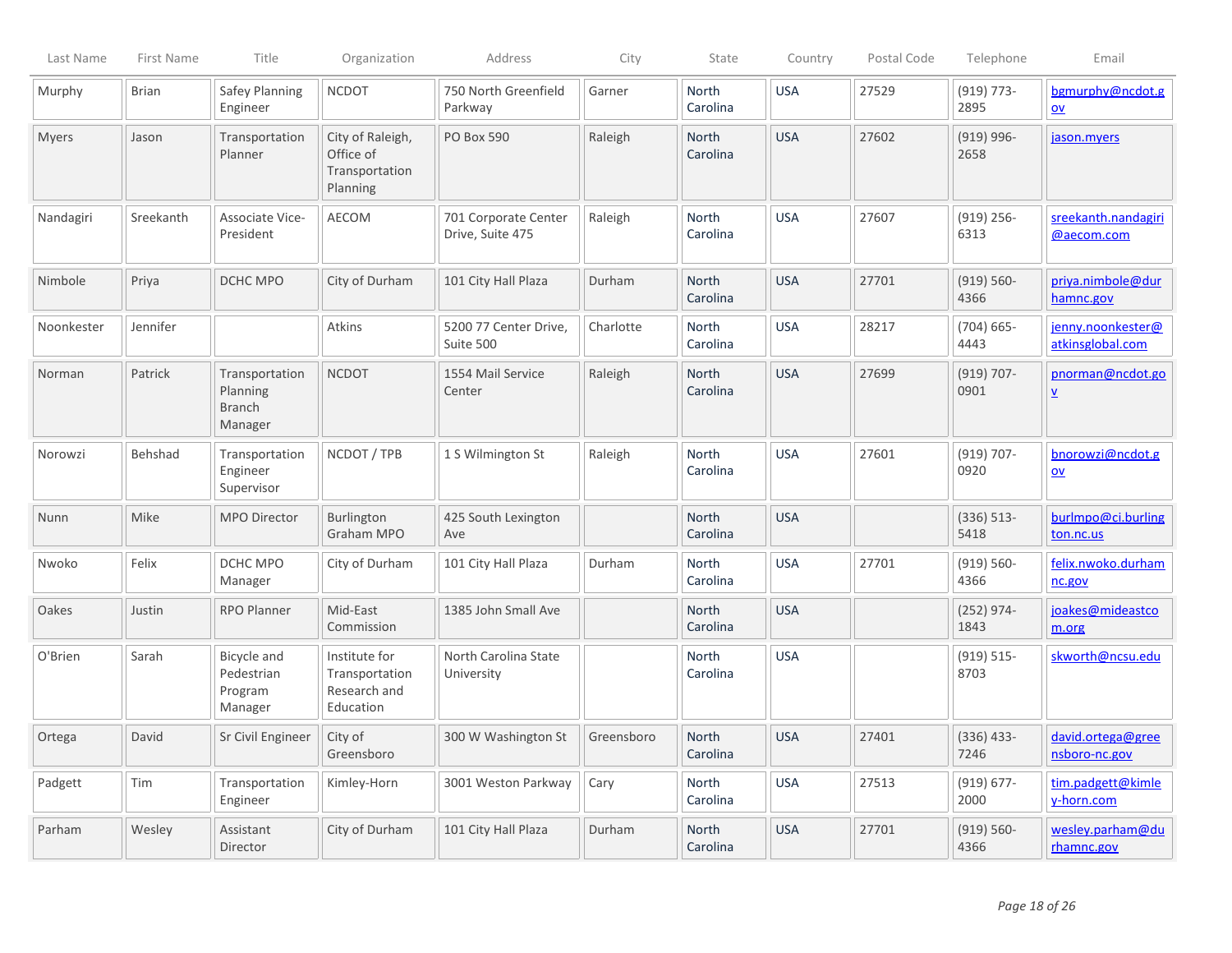| Last Name | First Name | Title | Organization | Address | City | State | Country | Postal Code | Telephone | Email |
|---|---|---|---|---|---|---|---|---|---|---|
| Murphy | Brian | Safey Planning Engineer | NCDOT | 750 North Greenfield Parkway | Garner | North Carolina | USA | 27529 | (919) 773-2895 | bgmurphy@ncdot.gov |
| Myers | Jason | Transportation Planner | City of Raleigh, Office of Transportation Planning | PO Box 590 | Raleigh | North Carolina | USA | 27602 | (919) 996-2658 | jason.myers |
| Nandagiri | Sreekanth | Associate Vice-President | AECOM | 701 Corporate Center Drive, Suite 475 | Raleigh | North Carolina | USA | 27607 | (919) 256-6313 | sreekanth.nandagiri@aecom.com |
| Nimbole | Priya | DCHC MPO | City of Durham | 101 City Hall Plaza | Durham | North Carolina | USA | 27701 | (919) 560-4366 | priya.nimbole@durhamnc.gov |
| Noonkester | Jennifer | | Atkins | 5200 77 Center Drive, Suite 500 | Charlotte | North Carolina | USA | 28217 | (704) 665-4443 | jenny.noonkester@atkinsglobal.com |
| Norman | Patrick | Transportation Planning Branch Manager | NCDOT | 1554 Mail Service Center | Raleigh | North Carolina | USA | 27699 | (919) 707-0901 | pnorman@ncdot.gov |
| Norowzi | Behshad | Transportation Engineer Supervisor | NCDOT / TPB | 1 S Wilmington St | Raleigh | North Carolina | USA | 27601 | (919) 707-0920 | bnorowzi@ncdot.gov |
| Nunn | Mike | MPO Director | Burlington Graham MPO | 425 South Lexington Ave | | North Carolina | USA | | (336) 513-5418 | burlmpo@ci.burlington.nc.us |
| Nwoko | Felix | DCHC MPO Manager | City of Durham | 101 City Hall Plaza | Durham | North Carolina | USA | 27701 | (919) 560-4366 | felix.nwoko.durhamnc.gov |
| Oakes | Justin | RPO Planner | Mid-East Commission | 1385 John Small Ave | | North Carolina | USA | | (252) 974-1843 | joakes@mideastcom.org |
| O'Brien | Sarah | Bicycle and Pedestrian Program Manager | Institute for Transportation Research and Education | North Carolina State University | | North Carolina | USA | | (919) 515-8703 | skworth@ncsu.edu |
| Ortega | David | Sr Civil Engineer | City of Greensboro | 300 W Washington St | Greensboro | North Carolina | USA | 27401 | (336) 433-7246 | david.ortega@greensboro-nc.gov |
| Padgett | Tim | Transportation Engineer | Kimley-Horn | 3001 Weston Parkway | Cary | North Carolina | USA | 27513 | (919) 677-2000 | tim.padgett@kimley-horn.com |
| Parham | Wesley | Assistant Director | City of Durham | 101 City Hall Plaza | Durham | North Carolina | USA | 27701 | (919) 560-4366 | wesley.parham@durhamnc.gov |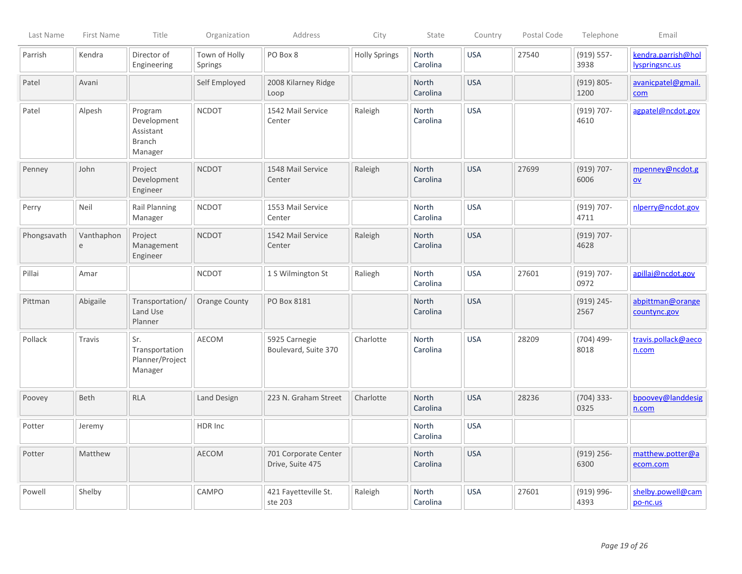| Last Name | First Name | Title | Organization | Address | City | State | Country | Postal Code | Telephone | Email |
|---|---|---|---|---|---|---|---|---|---|---|
| Parrish | Kendra | Director of Engineering | Town of Holly Springs | PO Box 8 | Holly Springs | North Carolina | USA | 27540 | (919) 557-3938 | kendra.parrish@hollyspringsnc.us |
| Patel | Avani | | Self Employed | 2008 Kilarney Ridge Loop | | North Carolina | USA | | (919) 805-1200 | avanicpatel@gmail.com |
| Patel | Alpesh | Program Development Assistant Branch Manager | NCDOT | 1542 Mail Service Center | Raleigh | North Carolina | USA | | (919) 707-4610 | agpatel@ncdot.gov |
| Penney | John | Project Development Engineer | NCDOT | 1548 Mail Service Center | Raleigh | North Carolina | USA | 27699 | (919) 707-6006 | mpenney@ncdot.gov |
| Perry | Neil | Rail Planning Manager | NCDOT | 1553 Mail Service Center | | North Carolina | USA | | (919) 707-4711 | nlperry@ncdot.gov |
| Phongsavath | Vanthaphone | Project Management Engineer | NCDOT | 1542 Mail Service Center | Raleigh | North Carolina | USA | | (919) 707-4628 | |
| Pillai | Amar | | NCDOT | 1 S Wilmington St | Raliegh | North Carolina | USA | 27601 | (919) 707-0972 | apillai@ncdot.gov |
| Pittman | Abigaile | Transportation/ Land Use Planner | Orange County | PO Box 8181 | | North Carolina | USA | | (919) 245-2567 | abpittman@orangecountync.gov |
| Pollack | Travis | Sr. Transportation Planner/Project Manager | AECOM | 5925 Carnegie Boulevard, Suite 370 | Charlotte | North Carolina | USA | 28209 | (704) 499-8018 | travis.pollack@aecon.com |
| Poovey | Beth | RLA | Land Design | 223 N. Graham Street | Charlotte | North Carolina | USA | 28236 | (704) 333-0325 | bpoovey@landdesign.com |
| Potter | Jeremy | | HDR Inc | | | North Carolina | USA | | | |
| Potter | Matthew | | AECOM | 701 Corporate Center Drive, Suite 475 | | North Carolina | USA | | (919) 256-6300 | matthew.potter@aecom.com |
| Powell | Shelby | | CAMPO | 421 Fayetteville St. ste 203 | Raleigh | North Carolina | USA | 27601 | (919) 996-4393 | shelby.powell@campo-nc.us |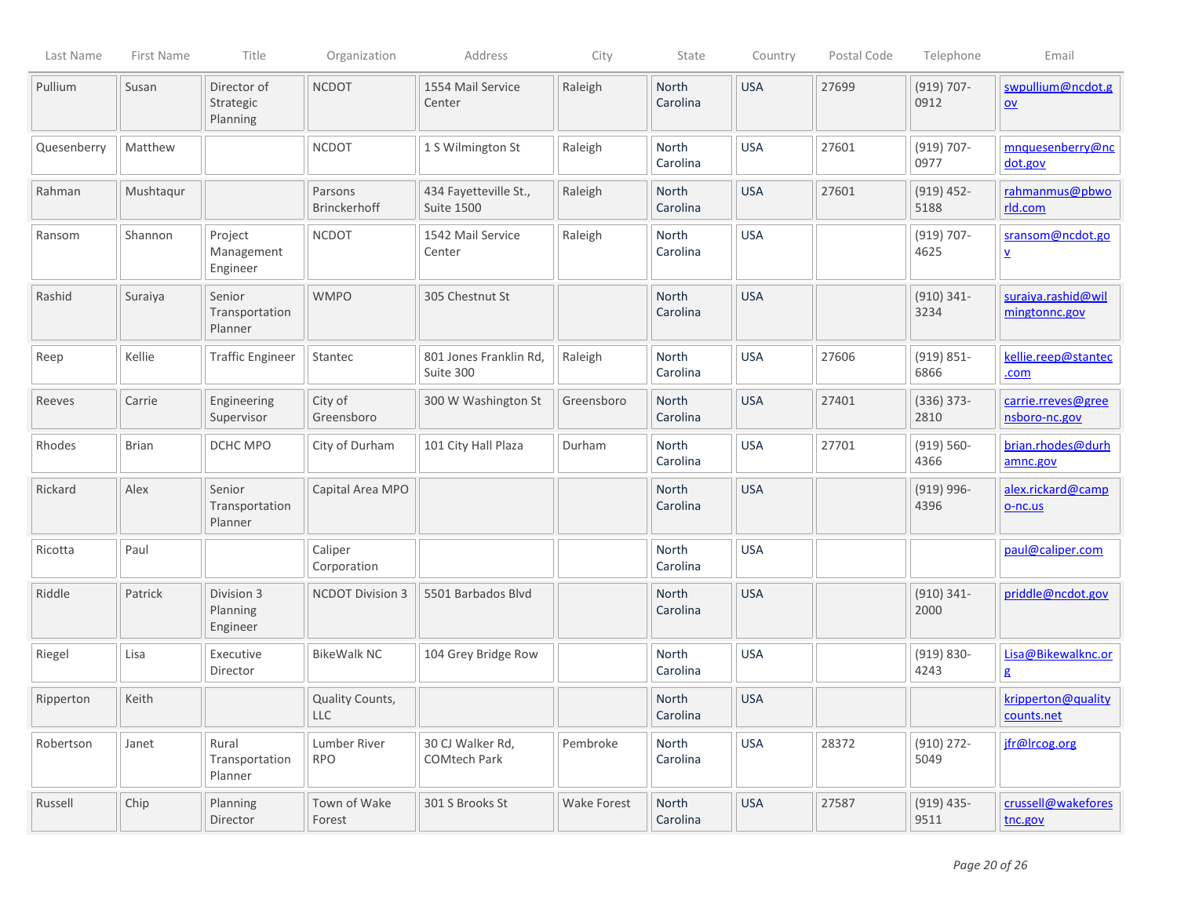| Last Name | First Name | Title | Organization | Address | City | State | Country | Postal Code | Telephone | Email |
|---|---|---|---|---|---|---|---|---|---|---|
| Pullium | Susan | Director of Strategic Planning | NCDOT | 1554 Mail Service Center | Raleigh | North Carolina | USA | 27699 | (919) 707-0912 | swpullium@ncdot.gov |
| Quesenberry | Matthew | | NCDOT | 1 S Wilmington St | Raleigh | North Carolina | USA | 27601 | (919) 707-0977 | mnquesenberry@ncdot.gov |
| Rahman | Mushtaqur | | Parsons Brinckerhoff | 434 Fayetteville St., Suite 1500 | Raleigh | North Carolina | USA | 27601 | (919) 452-5188 | rahmanmus@pbworld.com |
| Ransom | Shannon | Project Management Engineer | NCDOT | 1542 Mail Service Center | Raleigh | North Carolina | USA | | (919) 707-4625 | sransom@ncdot.gov |
| Rashid | Suraiya | Senior Transportation Planner | WMPO | 305 Chestnut St | | North Carolina | USA | | (910) 341-3234 | suraiya.rashid@wilmingtonnc.gov |
| Reep | Kellie | Traffic Engineer | Stantec | 801 Jones Franklin Rd, Suite 300 | Raleigh | North Carolina | USA | 27606 | (919) 851-6866 | kellie.reep@stantec.com |
| Reeves | Carrie | Engineering Supervisor | City of Greensboro | 300 W Washington St | Greensboro | North Carolina | USA | 27401 | (336) 373-2810 | carrie.rreves@greensboro-nc.gov |
| Rhodes | Brian | DCHC MPO | City of Durham | 101 City Hall Plaza | Durham | North Carolina | USA | 27701 | (919) 560-4366 | brian.rhodes@durhamnc.gov |
| Rickard | Alex | Senior Transportation Planner | Capital Area MPO | | | North Carolina | USA | | (919) 996-4396 | alex.rickard@campo-nc.us |
| Ricotta | Paul | | Caliper Corporation | | | North Carolina | USA | | | paul@caliper.com |
| Riddle | Patrick | Division 3 Planning Engineer | NCDOT Division 3 | 5501 Barbados Blvd | | North Carolina | USA | | (910) 341-2000 | priddle@ncdot.gov |
| Riegel | Lisa | Executive Director | BikeWalk NC | 104 Grey Bridge Row | | North Carolina | USA | | (919) 830-4243 | Lisa@Bikewalknc.org |
| Ripperton | Keith | | Quality Counts, LLC | | | North Carolina | USA | | | kripperton@qualitycounts.net |
| Robertson | Janet | Rural Transportation Planner | Lumber River RPO | 30 CJ Walker Rd, COMtech Park | Pembroke | North Carolina | USA | 28372 | (910) 272-5049 | jfr@lrcog.org |
| Russell | Chip | Planning Director | Town of Wake Forest | 301 S Brooks St | Wake Forest | North Carolina | USA | 27587 | (919) 435-9511 | crussell@wakeforestnc.gov |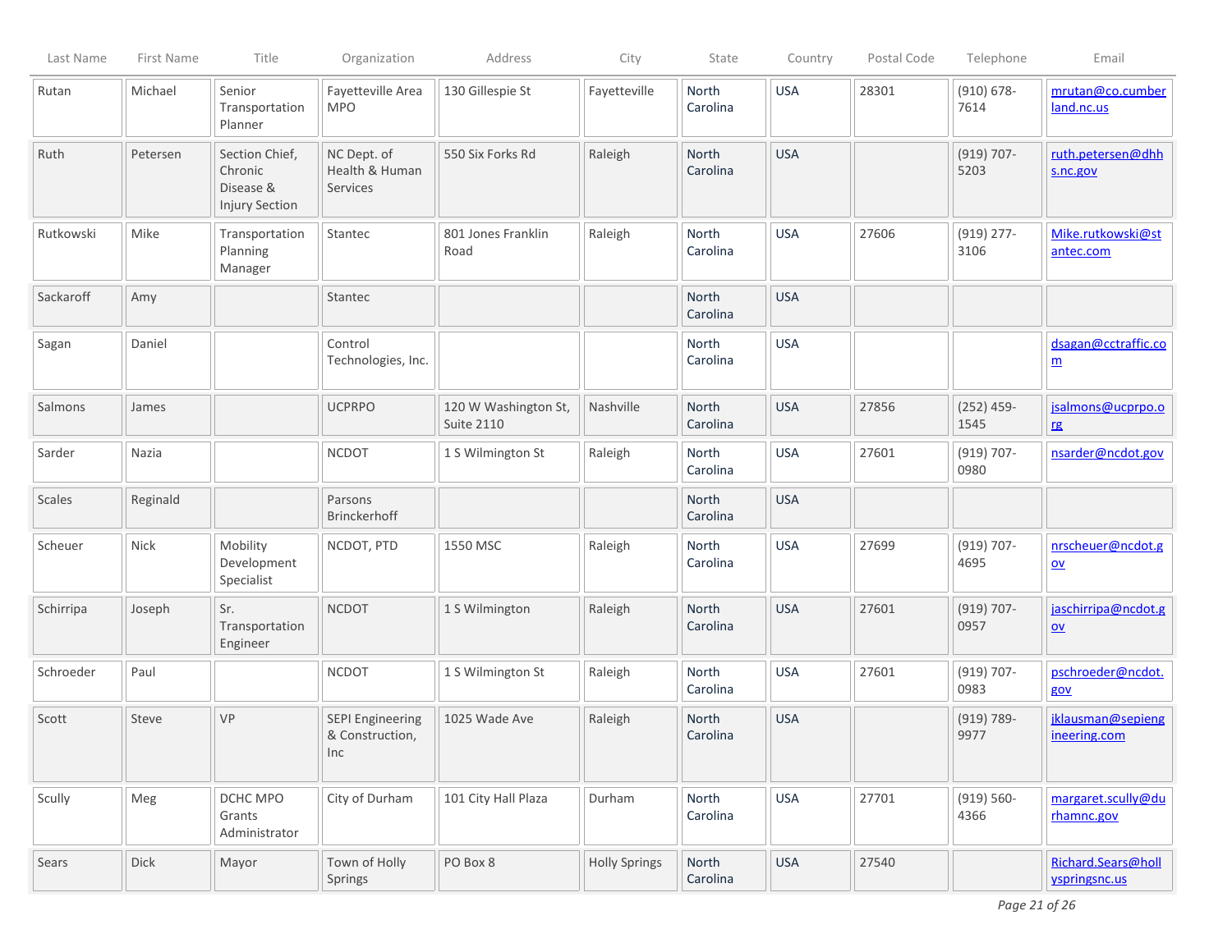| Last Name | First Name | Title | Organization | Address | City | State | Country | Postal Code | Telephone | Email |
|---|---|---|---|---|---|---|---|---|---|---|
| Rutan | Michael | Senior Transportation Planner | Fayetteville Area MPO | 130 Gillespie St | Fayetteville | North Carolina | USA | 28301 | (910) 678-7614 | mrutan@co.cumberland.nc.us |
| Ruth | Petersen | Section Chief, Chronic Disease & Injury Section | NC Dept. of Health & Human Services | 550 Six Forks Rd | Raleigh | North Carolina | USA | | (919) 707-5203 | ruth.petersen@dhhs.nc.gov |
| Rutkowski | Mike | Transportation Planning Manager | Stantec | 801 Jones Franklin Road | Raleigh | North Carolina | USA | 27606 | (919) 277-3106 | Mike.rutkowski@stantec.com |
| Sackaroff | Amy | | Stantec | | | North Carolina | USA | | | |
| Sagan | Daniel | | Control Technologies, Inc. | | | North Carolina | USA | | | dsagan@cctraffic.com |
| Salmons | James | | UCPRPO | 120 W Washington St, Suite 2110 | Nashville | North Carolina | USA | 27856 | (252) 459-1545 | jsalmons@ucprpo.org |
| Sarder | Nazia | | NCDOT | 1 S Wilmington St | Raleigh | North Carolina | USA | 27601 | (919) 707-0980 | nsarder@ncdot.gov |
| Scales | Reginald | | Parsons Brinckerhoff | | | North Carolina | USA | | | |
| Scheuer | Nick | Mobility Development Specialist | NCDOT, PTD | 1550 MSC | Raleigh | North Carolina | USA | 27699 | (919) 707-4695 | nrscheuer@ncdot.gov |
| Schirripa | Joseph | Sr. Transportation Engineer | NCDOT | 1 S Wilmington | Raleigh | North Carolina | USA | 27601 | (919) 707-0957 | jaschirripa@ncdot.gov |
| Schroeder | Paul | | NCDOT | 1 S Wilmington St | Raleigh | North Carolina | USA | 27601 | (919) 707-0983 | pschroeder@ncdot.gov |
| Scott | Steve | VP | SEPI Engineering & Construction, Inc | 1025 Wade Ave | Raleigh | North Carolina | USA | | (919) 789-9977 | jklausman@sepiengineering.com |
| Scully | Meg | DCHC MPO Grants Administrator | City of Durham | 101 City Hall Plaza | Durham | North Carolina | USA | 27701 | (919) 560-4366 | margaret.scully@durhamnc.gov |
| Sears | Dick | Mayor | Town of Holly Springs | PO Box 8 | Holly Springs | North Carolina | USA | 27540 | | Richard.Sears@hollyspringsnc.us |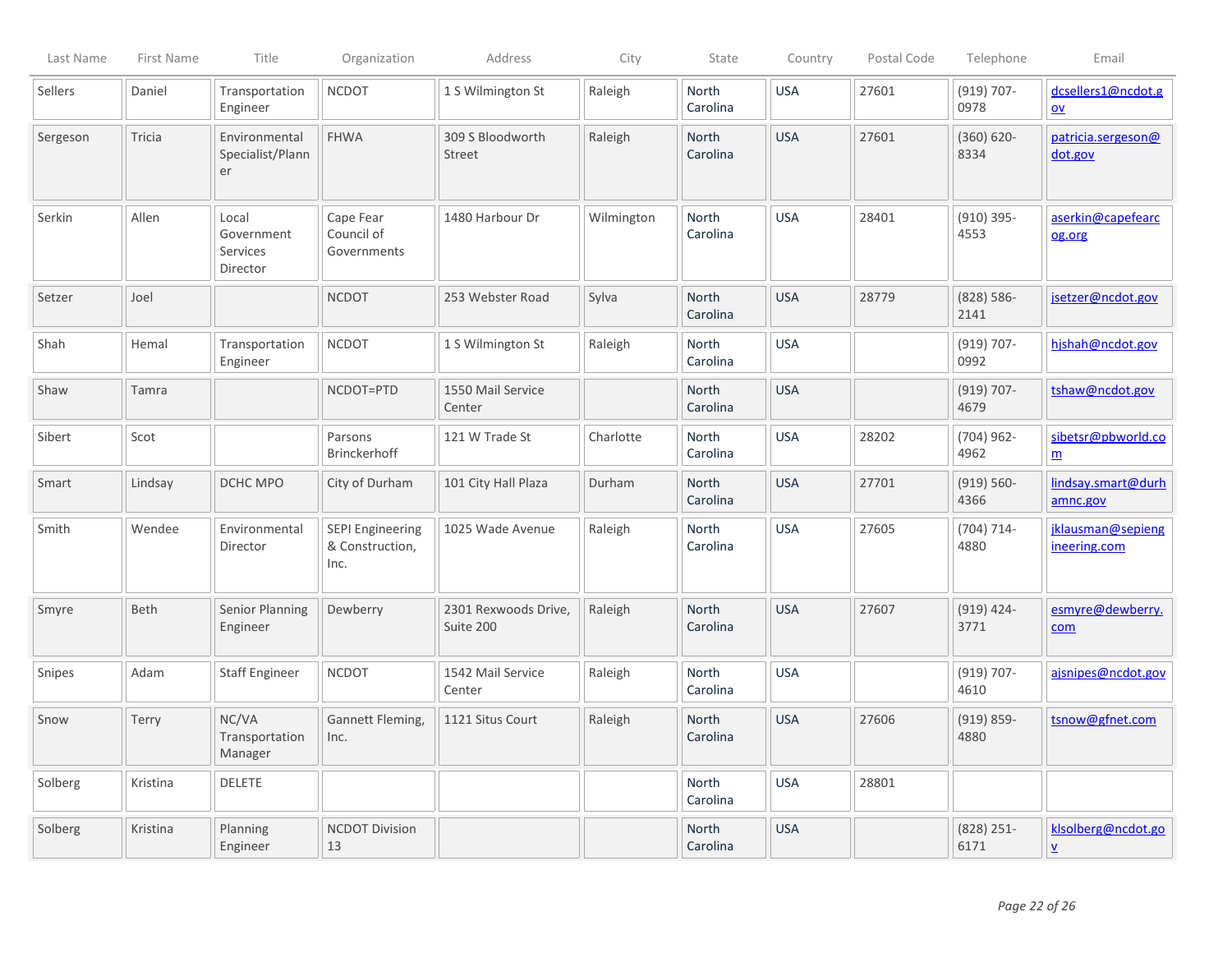| Last Name | First Name | Title | Organization | Address | City | State | Country | Postal Code | Telephone | Email |
|---|---|---|---|---|---|---|---|---|---|---|
| Sellers | Daniel | Transportation Engineer | NCDOT | 1 S Wilmington St | Raleigh | North Carolina | USA | 27601 | (919) 707-0978 | dcsellers1@ncdot.gov |
| Sergeson | Tricia | Environmental Specialist/Planner | FHWA | 309 S Bloodworth Street | Raleigh | North Carolina | USA | 27601 | (360) 620-8334 | patricia.sergeson@dot.gov |
| Serkin | Allen | Local Government Services Director | Cape Fear Council of Governments | 1480 Harbour Dr | Wilmington | North Carolina | USA | 28401 | (910) 395-4553 | aserkin@capefearcog.org |
| Setzer | Joel | | NCDOT | 253 Webster Road | Sylva | North Carolina | USA | 28779 | (828) 586-2141 | jsetzer@ncdot.gov |
| Shah | Hemal | Transportation Engineer | NCDOT | 1 S Wilmington St | Raleigh | North Carolina | USA | | (919) 707-0992 | hjshah@ncdot.gov |
| Shaw | Tamra | | NCDOT=PTD | 1550 Mail Service Center | | North Carolina | USA | | (919) 707-4679 | tshaw@ncdot.gov |
| Sibert | Scot | | Parsons Brinckerhoff | 121 W Trade St | Charlotte | North Carolina | USA | 28202 | (704) 962-4962 | sibetsr@pbworld.com |
| Smart | Lindsay | DCHC MPO | City of Durham | 101 City Hall Plaza | Durham | North Carolina | USA | 27701 | (919) 560-4366 | lindsay.smart@durhamnc.gov |
| Smith | Wendee | Environmental Director | SEPI Engineering & Construction, Inc. | 1025 Wade Avenue | Raleigh | North Carolina | USA | 27605 | (704) 714-4880 | jklausman@sepiengineering.com |
| Smyre | Beth | Senior Planning Engineer | Dewberry | 2301 Rexwoods Drive, Suite 200 | Raleigh | North Carolina | USA | 27607 | (919) 424-3771 | esmyre@dewberry.com |
| Snipes | Adam | Staff Engineer | NCDOT | 1542 Mail Service Center | Raleigh | North Carolina | USA | | (919) 707-4610 | ajsnipes@ncdot.gov |
| Snow | Terry | NC/VA Transportation Manager | Gannett Fleming, Inc. | 1121 Situs Court | Raleigh | North Carolina | USA | 27606 | (919) 859-4880 | tsnow@gfnet.com |
| Solberg | Kristina | DELETE | | | | North Carolina | USA | 28801 | | |
| Solberg | Kristina | Planning Engineer | NCDOT Division 13 | | | North Carolina | USA | | (828) 251-6171 | klsolberg@ncdot.gov |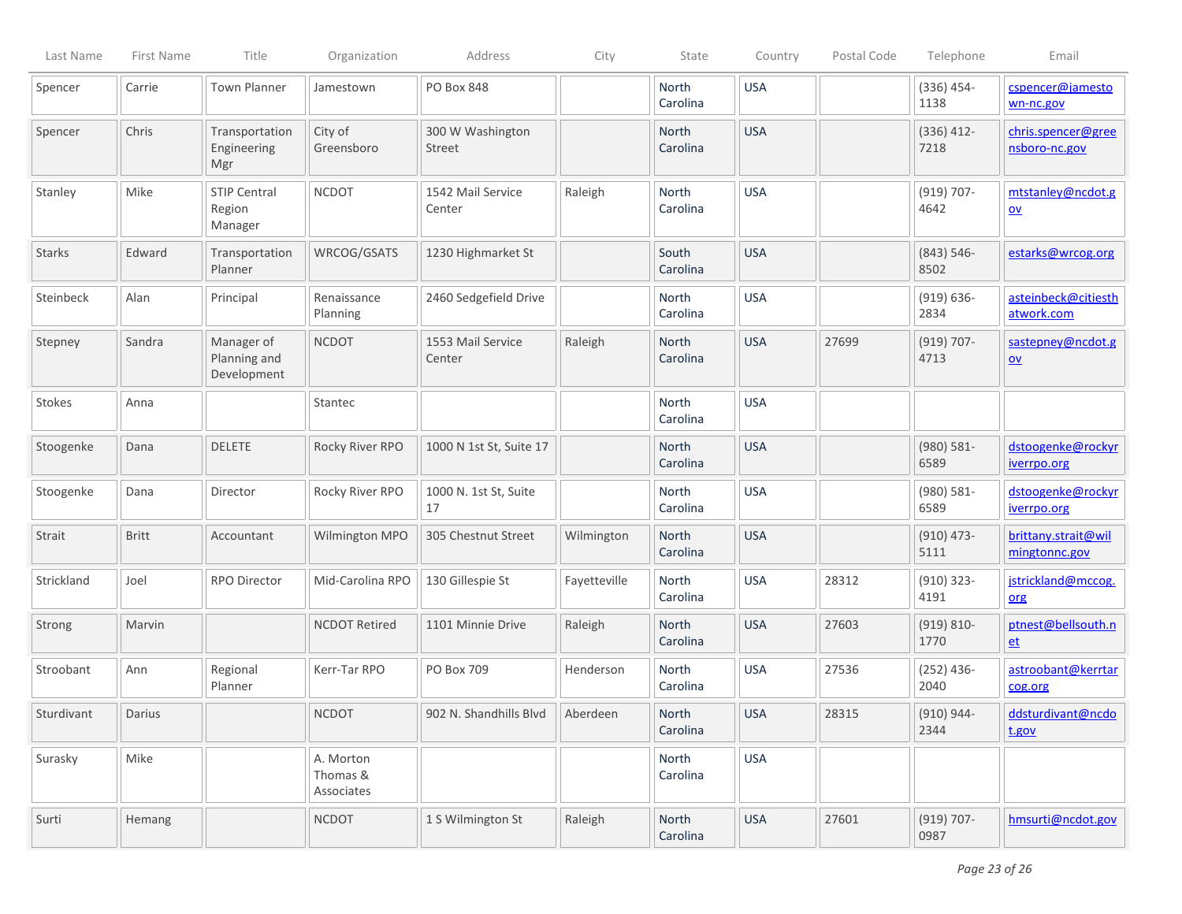| Last Name | First Name | Title | Organization | Address | City | State | Country | Postal Code | Telephone | Email |
|---|---|---|---|---|---|---|---|---|---|---|
| Spencer | Carrie | Town Planner | Jamestown | PO Box 848 | | North Carolina | USA | | (336) 454-1138 | cspencer@jamestown-nc.gov |
| Spencer | Chris | Transportation Engineering Mgr | City of Greensboro | 300 W Washington Street | | North Carolina | USA | | (336) 412-7218 | chris.spencer@greensboro-nc.gov |
| Stanley | Mike | STIP Central Region Manager | NCDOT | 1542 Mail Service Center | Raleigh | North Carolina | USA | | (919) 707-4642 | mtstanley@ncdot.gov |
| Starks | Edward | Transportation Planner | WRCOG/GSATS | 1230 Highmarket St | | South Carolina | USA | | (843) 546-8502 | estarks@wrcog.org |
| Steinbeck | Alan | Principal | Renaissance Planning | 2460 Sedgefield Drive | | North Carolina | USA | | (919) 636-2834 | asteinbeck@citiesthatwork.com |
| Stepney | Sandra | Manager of Planning and Development | NCDOT | 1553 Mail Service Center | Raleigh | North Carolina | USA | 27699 | (919) 707-4713 | sastepney@ncdot.gov |
| Stokes | Anna | | Stantec | | | North Carolina | USA | | | |
| Stoogenke | Dana | DELETE | Rocky River RPO | 1000 N 1st St, Suite 17 | | North Carolina | USA | | (980) 581-6589 | dstoogenke@rockyriverrpo.org |
| Stoogenke | Dana | Director | Rocky River RPO | 1000 N. 1st St, Suite 17 | | North Carolina | USA | | (980) 581-6589 | dstoogenke@rockyriverrpo.org |
| Strait | Britt | Accountant | Wilmington MPO | 305 Chestnut Street | Wilmington | North Carolina | USA | | (910) 473-5111 | brittany.strait@wilmingtonnc.gov |
| Strickland | Joel | RPO Director | Mid-Carolina RPO | 130 Gillespie St | Fayetteville | North Carolina | USA | 28312 | (910) 323-4191 | jstrickland@mccog.org |
| Strong | Marvin | | NCDOT Retired | 1101 Minnie Drive | Raleigh | North Carolina | USA | 27603 | (919) 810-1770 | ptnest@bellsouth.net |
| Stroobant | Ann | Regional Planner | Kerr-Tar RPO | PO Box 709 | Henderson | North Carolina | USA | 27536 | (252) 436-2040 | astroobant@kerrtarcog.org |
| Sturdivant | Darius | | NCDOT | 902 N. Shandhills Blvd | Aberdeen | North Carolina | USA | 28315 | (910) 944-2344 | ddsturdivant@ncdot.gov |
| Surasky | Mike | | A. Morton Thomas & Associates | | | North Carolina | USA | | | |
| Surti | Hemang | | NCDOT | 1 S Wilmington St | Raleigh | North Carolina | USA | 27601 | (919) 707-0987 | hmsurti@ncdot.gov |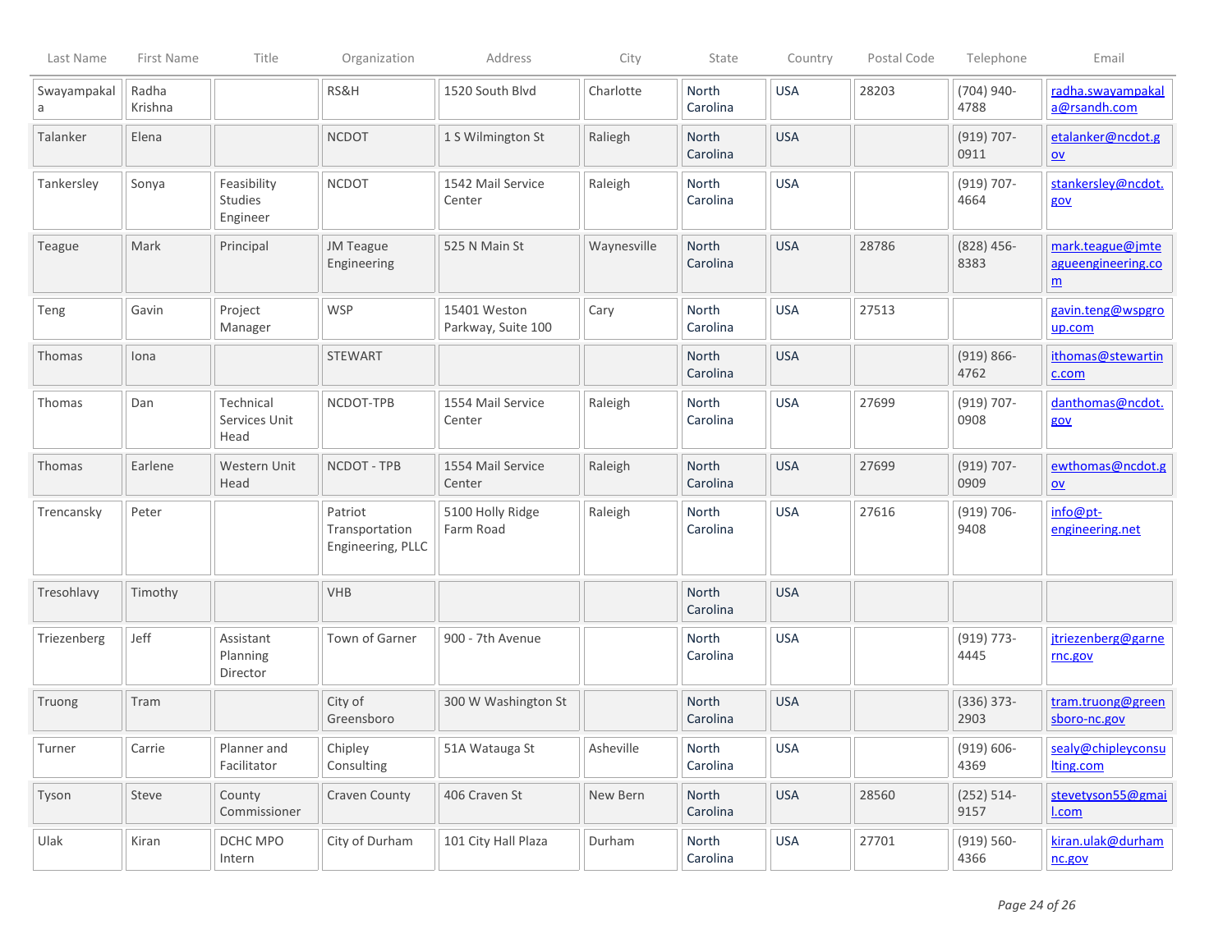| Last Name | First Name | Title | Organization | Address | City | State | Country | Postal Code | Telephone | Email |
|---|---|---|---|---|---|---|---|---|---|---|
| Swayampakala | Radha Krishna | | RS&H | 1520 South Blvd | Charlotte | North Carolina | USA | 28203 | (704) 940-4788 | radha.swayampakala@rsandh.com |
| Talanker | Elena | | NCDOT | 1 S Wilmington St | Raliegh | North Carolina | USA | | (919) 707-0911 | etalanker@ncdot.gov |
| Tankersley | Sonya | Feasibility Studies Engineer | NCDOT | 1542 Mail Service Center | Raleigh | North Carolina | USA | | (919) 707-4664 | stankersley@ncdot.gov |
| Teague | Mark | Principal | JM Teague Engineering | 525 N Main St | Waynesville | North Carolina | USA | 28786 | (828) 456-8383 | mark.teague@jmteagueengineering.com |
| Teng | Gavin | Project Manager | WSP | 15401 Weston Parkway, Suite 100 | Cary | North Carolina | USA | 27513 | | gavin.teng@wspgroup.com |
| Thomas | Iona | | STEWART | | | North Carolina | USA | | (919) 866-4762 | ithomas@stewartinc.com |
| Thomas | Dan | Technical Services Unit Head | NCDOT-TPB | 1554 Mail Service Center | Raleigh | North Carolina | USA | 27699 | (919) 707-0908 | danthomas@ncdot.gov |
| Thomas | Earlene | Western Unit Head | NCDOT - TPB | 1554 Mail Service Center | Raleigh | North Carolina | USA | 27699 | (919) 707-0909 | ewthomas@ncdot.gov |
| Trencansky | Peter | | Patriot Transportation Engineering, PLLC | 5100 Holly Ridge Farm Road | Raleigh | North Carolina | USA | 27616 | (919) 706-9408 | info@pt-engineering.net |
| Tresohlavy | Timothy | | VHB | | | North Carolina | USA | | | |
| Triezenberg | Jeff | Assistant Planning Director | Town of Garner | 900 - 7th Avenue | | North Carolina | USA | | (919) 773-4445 | jtriezenberg@garnernc.gov |
| Truong | Tram | | City of Greensboro | 300 W Washington St | | North Carolina | USA | | (336) 373-2903 | tram.truong@greensboro-nc.gov |
| Turner | Carrie | Planner and Facilitator | Chipley Consulting | 51A Watauga St | Asheville | North Carolina | USA | | (919) 606-4369 | sealy@chipleyconsulting.com |
| Tyson | Steve | County Commissioner | Craven County | 406 Craven St | New Bern | North Carolina | USA | 28560 | (252) 514-9157 | stevetyson55@gmail.com |
| Ulak | Kiran | DCHC MPO Intern | City of Durham | 101 City Hall Plaza | Durham | North Carolina | USA | 27701 | (919) 560-4366 | kiran.ulak@durhamnc.gov |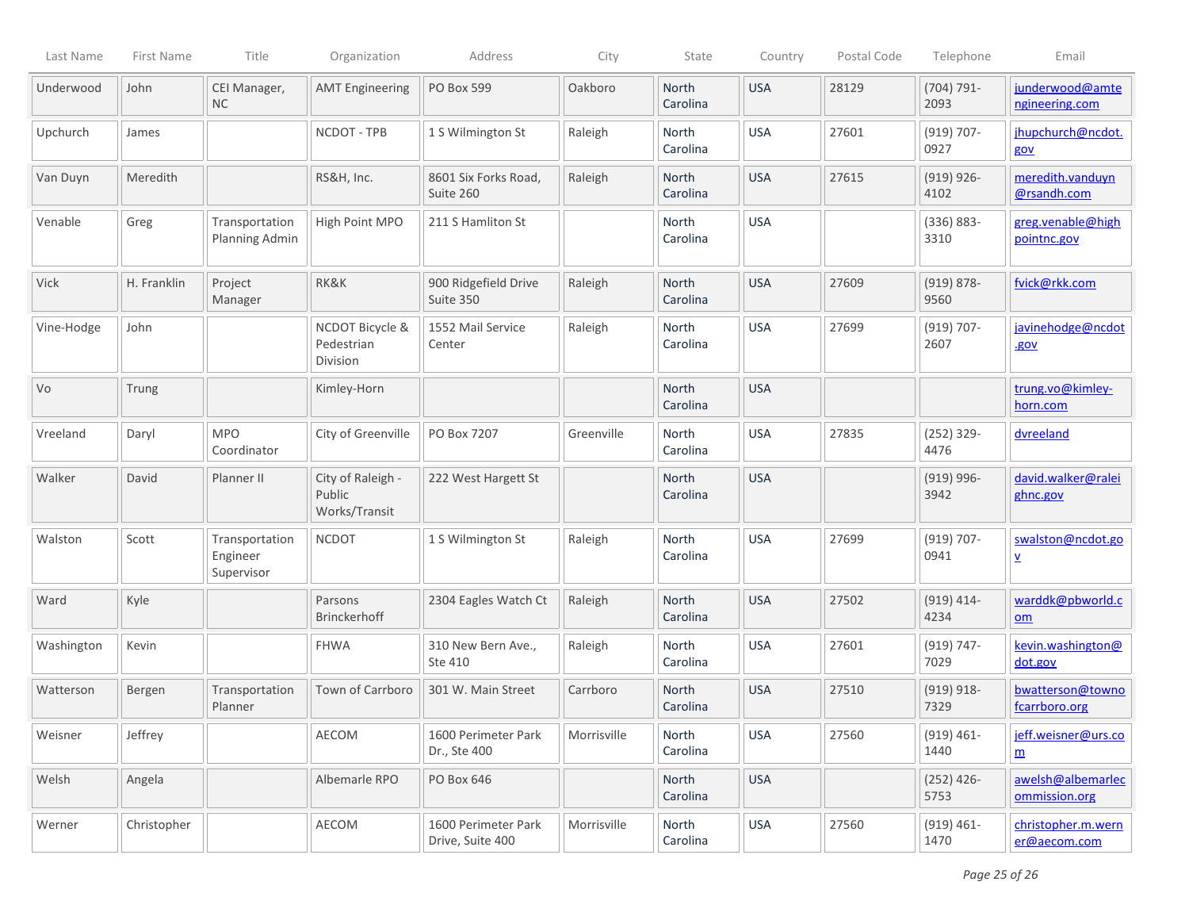| Last Name | First Name | Title | Organization | Address | City | State | Country | Postal Code | Telephone | Email |
|---|---|---|---|---|---|---|---|---|---|---|
| Underwood | John | CEI Manager, NC | AMT Engineering | PO Box 599 | Oakboro | North Carolina | USA | 28129 | (704) 791-2093 | junderwood@amtengineering.com |
| Upchurch | James | | NCDOT - TPB | 1 S Wilmington St | Raleigh | North Carolina | USA | 27601 | (919) 707-0927 | jhupchurch@ncdot.gov |
| Van Duyn | Meredith | | RS&H, Inc. | 8601 Six Forks Road, Suite 260 | Raleigh | North Carolina | USA | 27615 | (919) 926-4102 | meredith.vanduyn@rsandh.com |
| Venable | Greg | Transportation Planning Admin | High Point MPO | 211 S Hamliton St | | North Carolina | USA | | (336) 883-3310 | greg.venable@highpointnc.gov |
| Vick | H. Franklin | Project Manager | RK&K | 900 Ridgefield Drive Suite 350 | Raleigh | North Carolina | USA | 27609 | (919) 878-9560 | fvick@rkk.com |
| Vine-Hodge | John | | NCDOT Bicycle & Pedestrian Division | 1552 Mail Service Center | Raleigh | North Carolina | USA | 27699 | (919) 707-2607 | javinehodge@ncdot.gov |
| Vo | Trung | | Kimley-Horn | | | North Carolina | USA | | | trung.vo@kimley-horn.com |
| Vreeland | Daryl | MPO Coordinator | City of Greenville | PO Box 7207 | Greenville | North Carolina | USA | 27835 | (252) 329-4476 | dvreeland |
| Walker | David | Planner II | City of Raleigh - Public Works/Transit | 222 West Hargett St | | North Carolina | USA | | (919) 996-3942 | david.walker@raleighnc.gov |
| Walston | Scott | Transportation Engineer Supervisor | NCDOT | 1 S Wilmington St | Raleigh | North Carolina | USA | 27699 | (919) 707-0941 | swalston@ncdot.gov |
| Ward | Kyle | | Parsons Brinckerhoff | 2304 Eagles Watch Ct | Raleigh | North Carolina | USA | 27502 | (919) 414-4234 | warddk@pbworld.com |
| Washington | Kevin | | FHWA | 310 New Bern Ave., Ste 410 | Raleigh | North Carolina | USA | 27601 | (919) 747-7029 | kevin.washington@dot.gov |
| Watterson | Bergen | Transportation Planner | Town of Carrboro | 301 W. Main Street | Carrboro | North Carolina | USA | 27510 | (919) 918-7329 | bwatterson@townofcarrboro.org |
| Weisner | Jeffrey | | AECOM | 1600 Perimeter Park Dr., Ste 400 | Morrisville | North Carolina | USA | 27560 | (919) 461-1440 | jeff.weisner@urs.com |
| Welsh | Angela | | Albemarle RPO | PO Box 646 | | North Carolina | USA | | (252) 426-5753 | awelsh@albemarlecommission.org |
| Werner | Christopher | | AECOM | 1600 Perimeter Park Drive, Suite 400 | Morrisville | North Carolina | USA | 27560 | (919) 461-1470 | christopher.m.werner@aecom.com |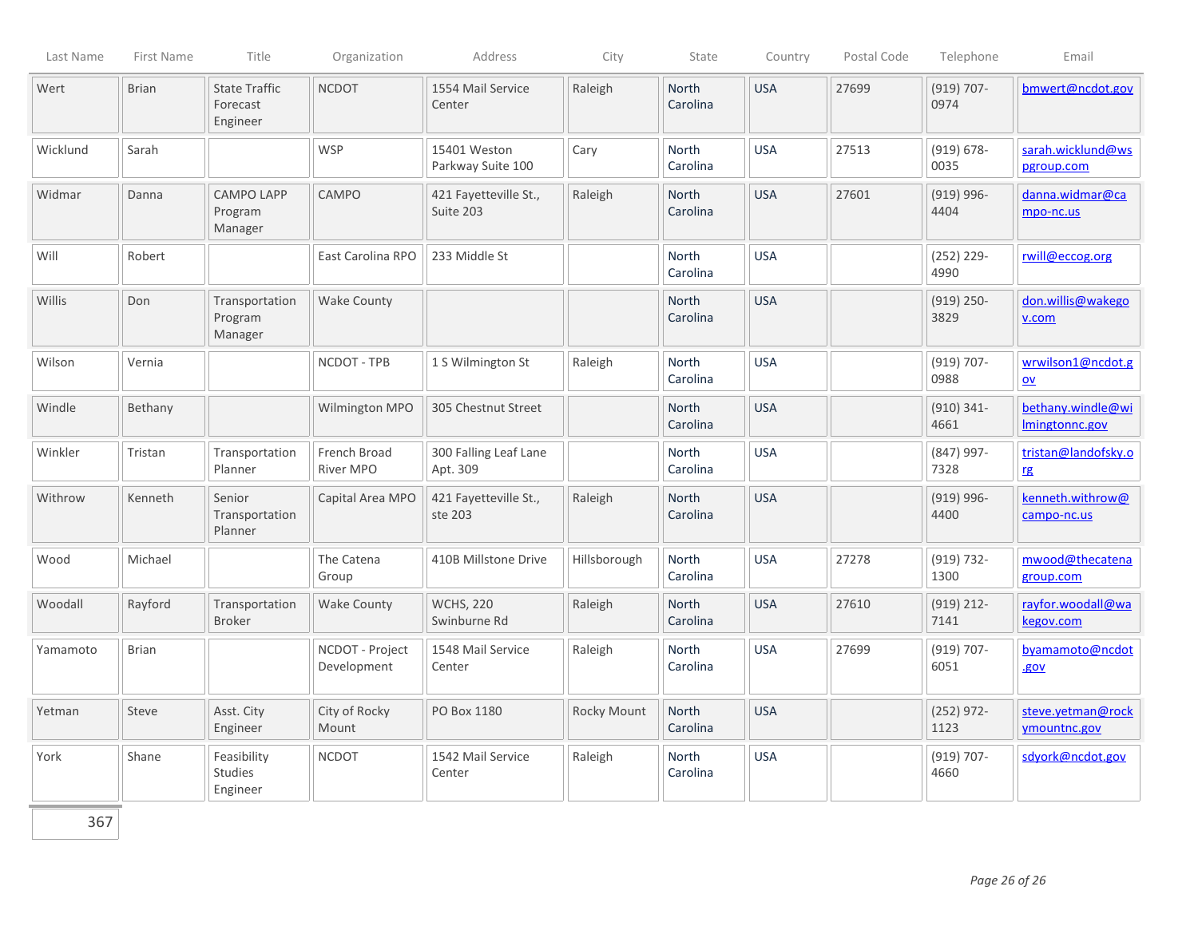| Last Name | First Name | Title | Organization | Address | City | State | Country | Postal Code | Telephone | Email |
|---|---|---|---|---|---|---|---|---|---|---|
| Wert | Brian | State Traffic Forecast Engineer | NCDOT | 1554 Mail Service Center | Raleigh | North Carolina | USA | 27699 | (919) 707-0974 | bmwert@ncdot.gov |
| Wicklund | Sarah | | WSP | 15401 Weston Parkway Suite 100 | Cary | North Carolina | USA | 27513 | (919) 678-0035 | sarah.wicklund@wspgroup.com |
| Widmar | Danna | CAMPO LAPP Program Manager | CAMPO | 421 Fayetteville St., Suite 203 | Raleigh | North Carolina | USA | 27601 | (919) 996-4404 | danna.widmar@campo-nc.us |
| Will | Robert | | East Carolina RPO | 233 Middle St | | North Carolina | USA | | (252) 229-4990 | rwill@eccog.org |
| Willis | Don | Transportation Program Manager | Wake County | | | North Carolina | USA | | (919) 250-3829 | don.willis@wakegov.com |
| Wilson | Vernia | | NCDOT - TPB | 1 S Wilmington St | Raleigh | North Carolina | USA | | (919) 707-0988 | wrwilson1@ncdot.gov |
| Windle | Bethany | | Wilmington MPO | 305 Chestnut Street | | North Carolina | USA | | (910) 341-4661 | bethany.windle@wilmingtonnc.gov |
| Winkler | Tristan | Transportation Planner | French Broad River MPO | 300 Falling Leaf Lane Apt. 309 | | North Carolina | USA | | (847) 997-7328 | tristan@landofsky.org |
| Withrow | Kenneth | Senior Transportation Planner | Capital Area MPO | 421 Fayetteville St., ste 203 | Raleigh | North Carolina | USA | | (919) 996-4400 | kenneth.withrow@campo-nc.us |
| Wood | Michael | | The Catena Group | 410B Millstone Drive | Hillsborough | North Carolina | USA | 27278 | (919) 732-1300 | mwood@thecatenagroup.com |
| Woodall | Rayford | Transportation Broker | Wake County | WCHS, 220 Swinburne Rd | Raleigh | North Carolina | USA | 27610 | (919) 212-7141 | rayfor.woodall@wakegov.com |
| Yamamoto | Brian | | NCDOT - Project Development | 1548 Mail Service Center | Raleigh | North Carolina | USA | 27699 | (919) 707-6051 | byamamoto@ncdot.gov |
| Yetman | Steve | Asst. City Engineer | City of Rocky Mount | PO Box 1180 | Rocky Mount | North Carolina | USA | | (252) 972-1123 | steve.yetman@rockymountnc.gov |
| York | Shane | Feasibility Studies Engineer | NCDOT | 1542 Mail Service Center | Raleigh | North Carolina | USA | | (919) 707-4660 | sdyork@ncdot.gov |

| |
|---|
| 367 |